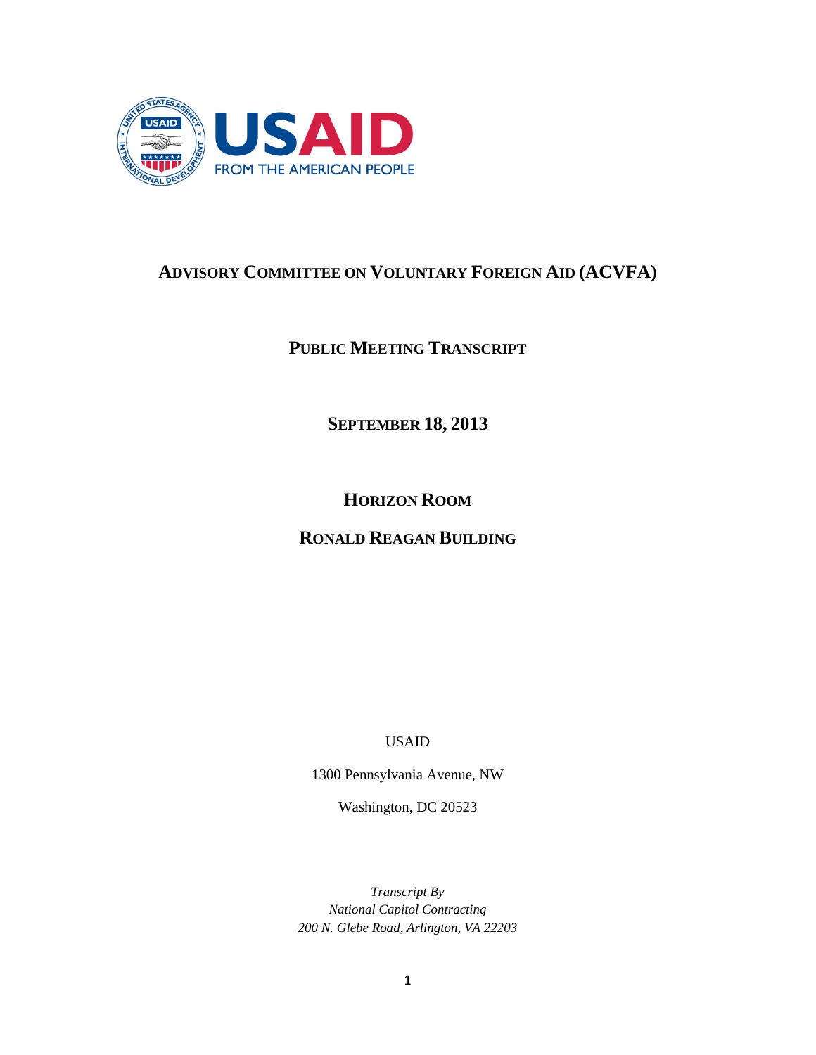USAID

FROM THE AMERICAN PEOPLE

# ADVISORY COMMITTEE ON VOLUNTARY FOREIGN AID (ACVFA)

## PUBLIC MEETING TRANSCRIPT

## SEPTEMBER 18, 2013

## HORIZON ROOM

## RONALD REAGAN BUILDING

USAID

1300 Pennsylvania Avenue, NW

Washington, DC 20523

*Transcript By*
*National Capitol Contracting*
*200 N. Glebe Road, Arlington, VA 22203*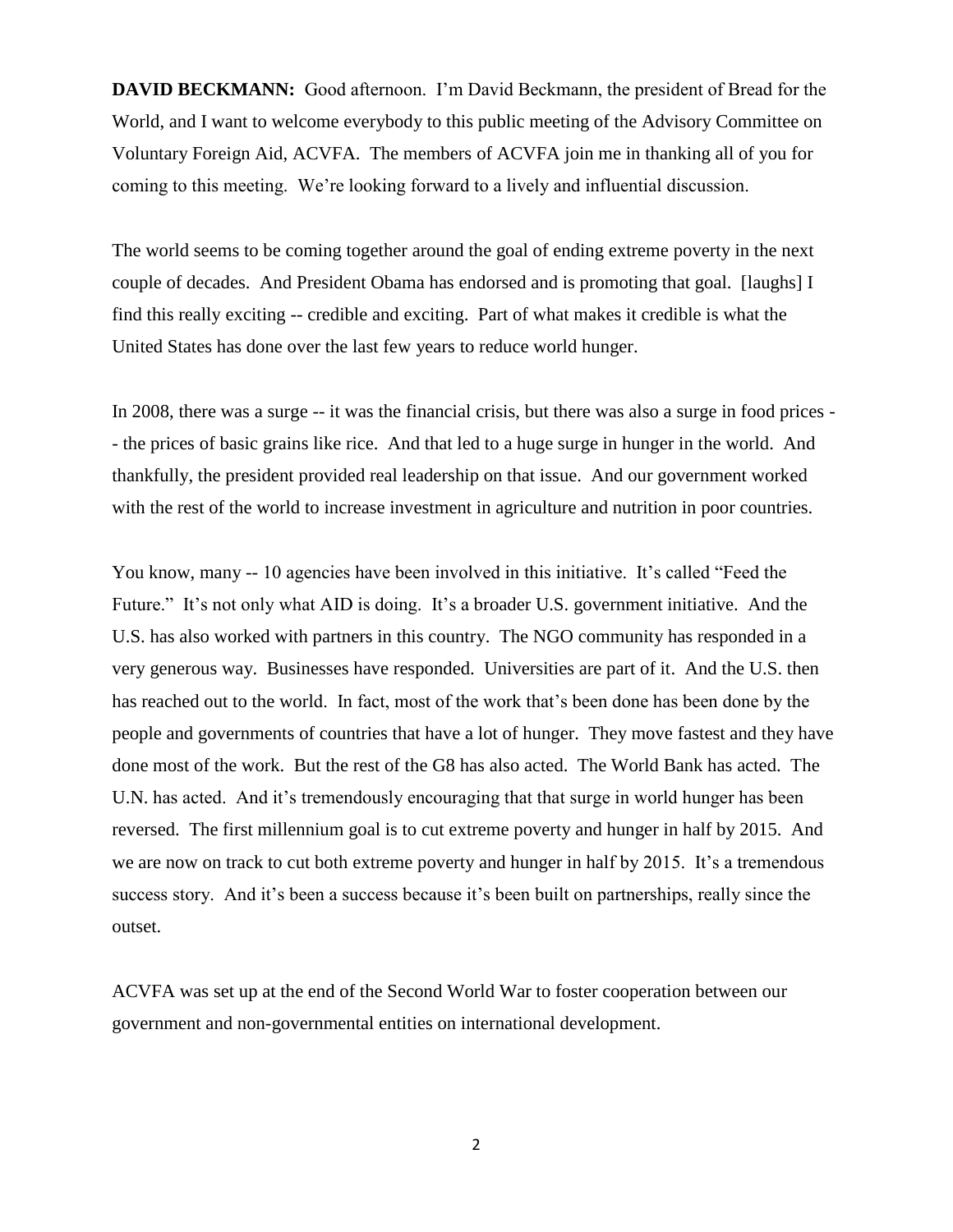**DAVID BECKMANN:** Good afternoon. I'm David Beckmann, the president of Bread for the World, and I want to welcome everybody to this public meeting of the Advisory Committee on Voluntary Foreign Aid, ACVFA. The members of ACVFA join me in thanking all of you for coming to this meeting. We're looking forward to a lively and influential discussion.

The world seems to be coming together around the goal of ending extreme poverty in the next couple of decades. And President Obama has endorsed and is promoting that goal. [laughs] I find this really exciting -- credible and exciting. Part of what makes it credible is what the United States has done over the last few years to reduce world hunger.

In 2008, there was a surge -- it was the financial crisis, but there was also a surge in food prices -- the prices of basic grains like rice. And that led to a huge surge in hunger in the world. And thankfully, the president provided real leadership on that issue. And our government worked with the rest of the world to increase investment in agriculture and nutrition in poor countries.

You know, many -- 10 agencies have been involved in this initiative. It's called "Feed the Future." It's not only what AID is doing. It's a broader U.S. government initiative. And the U.S. has also worked with partners in this country. The NGO community has responded in a very generous way. Businesses have responded. Universities are part of it. And the U.S. then has reached out to the world. In fact, most of the work that's been done has been done by the people and governments of countries that have a lot of hunger. They move fastest and they have done most of the work. But the rest of the G8 has also acted. The World Bank has acted. The U.N. has acted. And it's tremendously encouraging that that surge in world hunger has been reversed. The first millennium goal is to cut extreme poverty and hunger in half by 2015. And we are now on track to cut both extreme poverty and hunger in half by 2015. It's a tremendous success story. And it's been a success because it's been built on partnerships, really since the outset.

ACVFA was set up at the end of the Second World War to foster cooperation between our government and non-governmental entities on international development.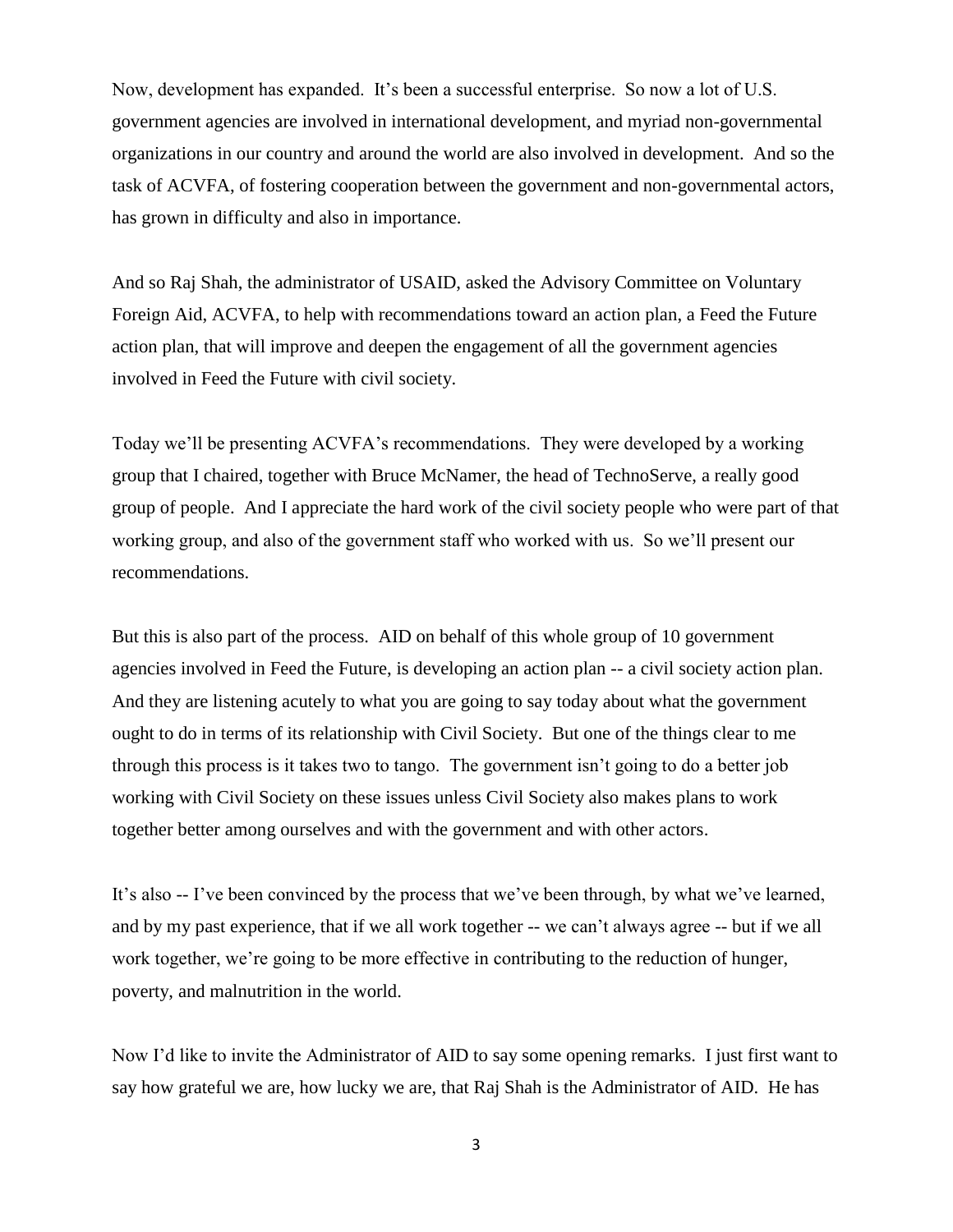Now, development has expanded. It's been a successful enterprise. So now a lot of U.S. government agencies are involved in international development, and myriad non-governmental organizations in our country and around the world are also involved in development. And so the task of ACVFA, of fostering cooperation between the government and non-governmental actors, has grown in difficulty and also in importance.

And so Raj Shah, the administrator of USAID, asked the Advisory Committee on Voluntary Foreign Aid, ACVFA, to help with recommendations toward an action plan, a Feed the Future action plan, that will improve and deepen the engagement of all the government agencies involved in Feed the Future with civil society.

Today we'll be presenting ACVFA's recommendations. They were developed by a working group that I chaired, together with Bruce McNamer, the head of TechnoServe, a really good group of people. And I appreciate the hard work of the civil society people who were part of that working group, and also of the government staff who worked with us. So we'll present our recommendations.

But this is also part of the process. AID on behalf of this whole group of 10 government agencies involved in Feed the Future, is developing an action plan -- a civil society action plan. And they are listening acutely to what you are going to say today about what the government ought to do in terms of its relationship with Civil Society. But one of the things clear to me through this process is it takes two to tango. The government isn't going to do a better job working with Civil Society on these issues unless Civil Society also makes plans to work together better among ourselves and with the government and with other actors.

It's also -- I've been convinced by the process that we've been through, by what we've learned, and by my past experience, that if we all work together -- we can't always agree -- but if we all work together, we're going to be more effective in contributing to the reduction of hunger, poverty, and malnutrition in the world.

Now I'd like to invite the Administrator of AID to say some opening remarks. I just first want to say how grateful we are, how lucky we are, that Raj Shah is the Administrator of AID. He has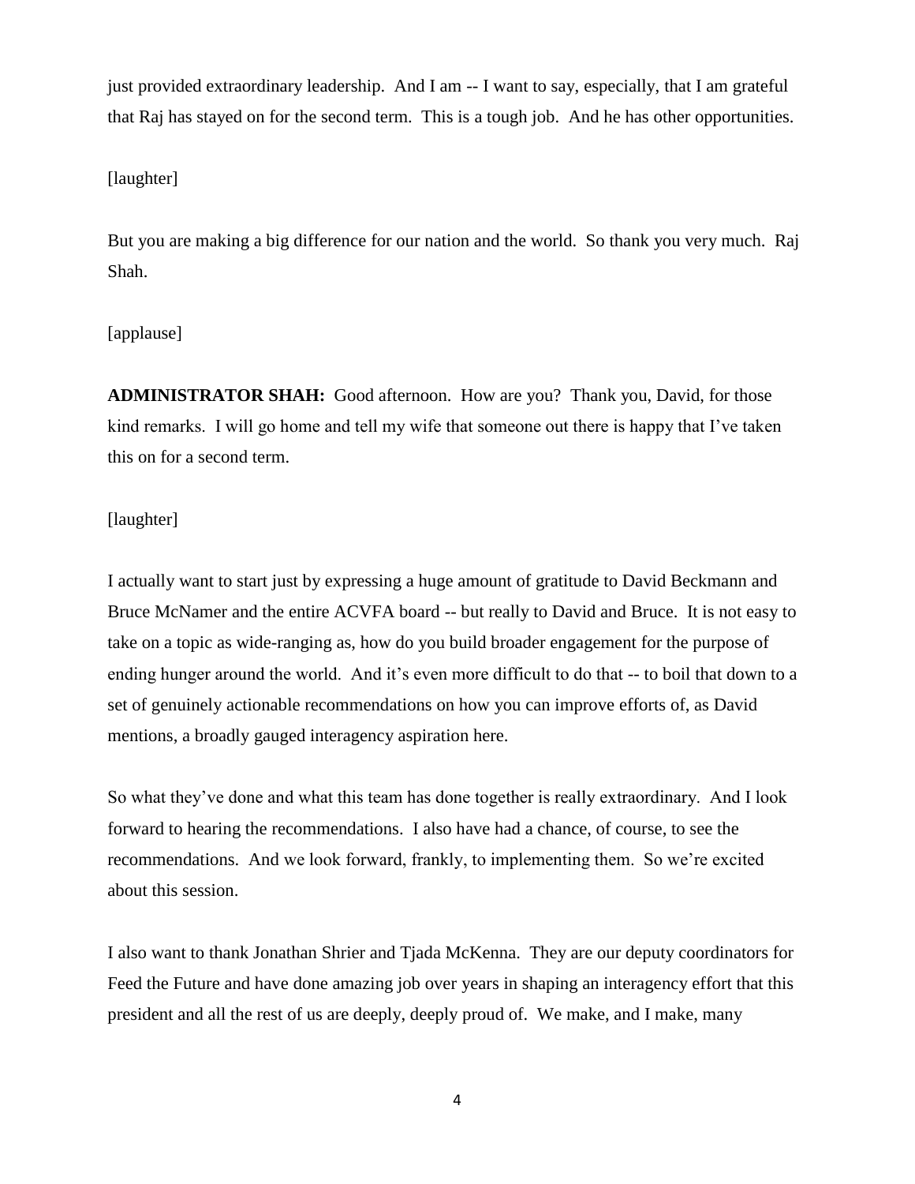just provided extraordinary leadership. And I am -- I want to say, especially, that I am grateful that Raj has stayed on for the second term. This is a tough job. And he has other opportunities.

[laughter]

But you are making a big difference for our nation and the world. So thank you very much. Raj Shah.

[applause]

**ADMINISTRATOR SHAH:** Good afternoon. How are you? Thank you, David, for those kind remarks. I will go home and tell my wife that someone out there is happy that I've taken this on for a second term.

[laughter]

I actually want to start just by expressing a huge amount of gratitude to David Beckmann and Bruce McNamer and the entire ACVFA board -- but really to David and Bruce. It is not easy to take on a topic as wide-ranging as, how do you build broader engagement for the purpose of ending hunger around the world. And it's even more difficult to do that -- to boil that down to a set of genuinely actionable recommendations on how you can improve efforts of, as David mentions, a broadly gauged interagency aspiration here.

So what they've done and what this team has done together is really extraordinary. And I look forward to hearing the recommendations. I also have had a chance, of course, to see the recommendations. And we look forward, frankly, to implementing them. So we're excited about this session.

I also want to thank Jonathan Shrier and Tjada McKenna. They are our deputy coordinators for Feed the Future and have done amazing job over years in shaping an interagency effort that this president and all the rest of us are deeply, deeply proud of. We make, and I make, many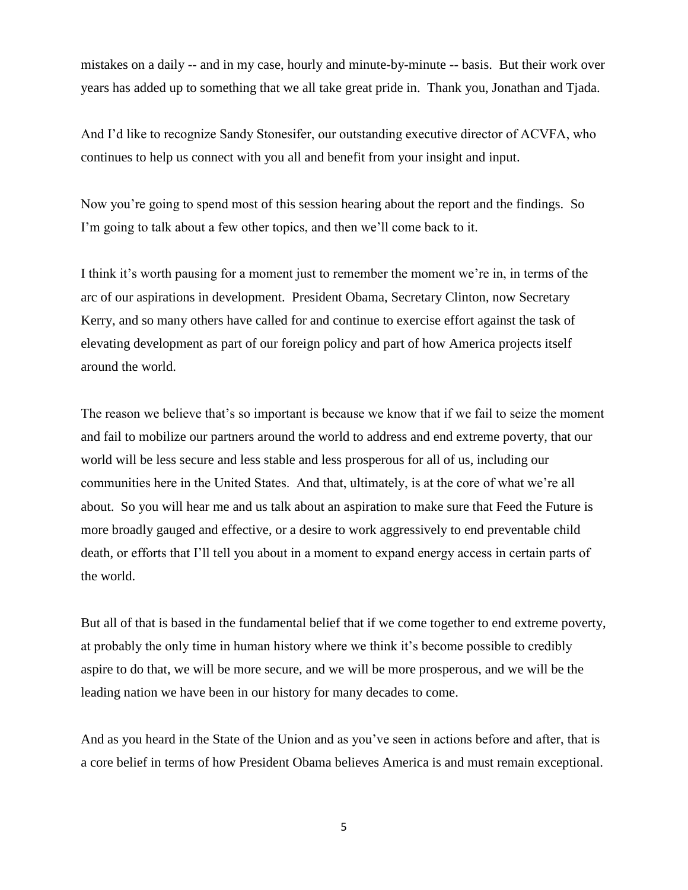mistakes on a daily -- and in my case, hourly and minute-by-minute -- basis. But their work over years has added up to something that we all take great pride in. Thank you, Jonathan and Tjada.

And I'd like to recognize Sandy Stonesifer, our outstanding executive director of ACVFA, who continues to help us connect with you all and benefit from your insight and input.

Now you're going to spend most of this session hearing about the report and the findings. So I'm going to talk about a few other topics, and then we'll come back to it.

I think it's worth pausing for a moment just to remember the moment we're in, in terms of the arc of our aspirations in development. President Obama, Secretary Clinton, now Secretary Kerry, and so many others have called for and continue to exercise effort against the task of elevating development as part of our foreign policy and part of how America projects itself around the world.

The reason we believe that's so important is because we know that if we fail to seize the moment and fail to mobilize our partners around the world to address and end extreme poverty, that our world will be less secure and less stable and less prosperous for all of us, including our communities here in the United States. And that, ultimately, is at the core of what we're all about. So you will hear me and us talk about an aspiration to make sure that Feed the Future is more broadly gauged and effective, or a desire to work aggressively to end preventable child death, or efforts that I'll tell you about in a moment to expand energy access in certain parts of the world.

But all of that is based in the fundamental belief that if we come together to end extreme poverty, at probably the only time in human history where we think it's become possible to credibly aspire to do that, we will be more secure, and we will be more prosperous, and we will be the leading nation we have been in our history for many decades to come.

And as you heard in the State of the Union and as you've seen in actions before and after, that is a core belief in terms of how President Obama believes America is and must remain exceptional.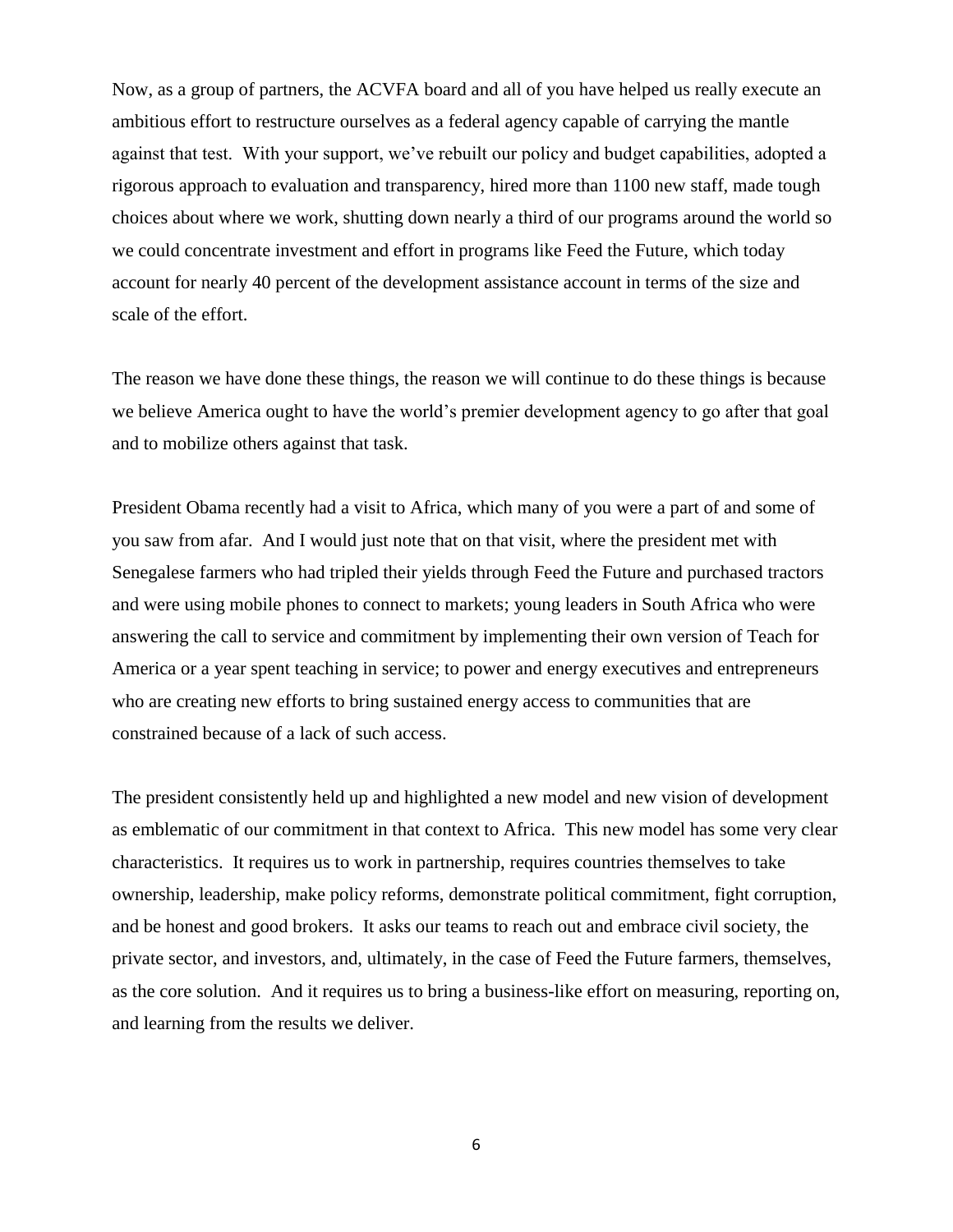Now, as a group of partners, the ACVFA board and all of you have helped us really execute an ambitious effort to restructure ourselves as a federal agency capable of carrying the mantle against that test. With your support, we've rebuilt our policy and budget capabilities, adopted a rigorous approach to evaluation and transparency, hired more than 1100 new staff, made tough choices about where we work, shutting down nearly a third of our programs around the world so we could concentrate investment and effort in programs like Feed the Future, which today account for nearly 40 percent of the development assistance account in terms of the size and scale of the effort.

The reason we have done these things, the reason we will continue to do these things is because we believe America ought to have the world's premier development agency to go after that goal and to mobilize others against that task.

President Obama recently had a visit to Africa, which many of you were a part of and some of you saw from afar. And I would just note that on that visit, where the president met with Senegalese farmers who had tripled their yields through Feed the Future and purchased tractors and were using mobile phones to connect to markets; young leaders in South Africa who were answering the call to service and commitment by implementing their own version of Teach for America or a year spent teaching in service; to power and energy executives and entrepreneurs who are creating new efforts to bring sustained energy access to communities that are constrained because of a lack of such access.

The president consistently held up and highlighted a new model and new vision of development as emblematic of our commitment in that context to Africa. This new model has some very clear characteristics. It requires us to work in partnership, requires countries themselves to take ownership, leadership, make policy reforms, demonstrate political commitment, fight corruption, and be honest and good brokers. It asks our teams to reach out and embrace civil society, the private sector, and investors, and, ultimately, in the case of Feed the Future farmers, themselves, as the core solution. And it requires us to bring a business-like effort on measuring, reporting on, and learning from the results we deliver.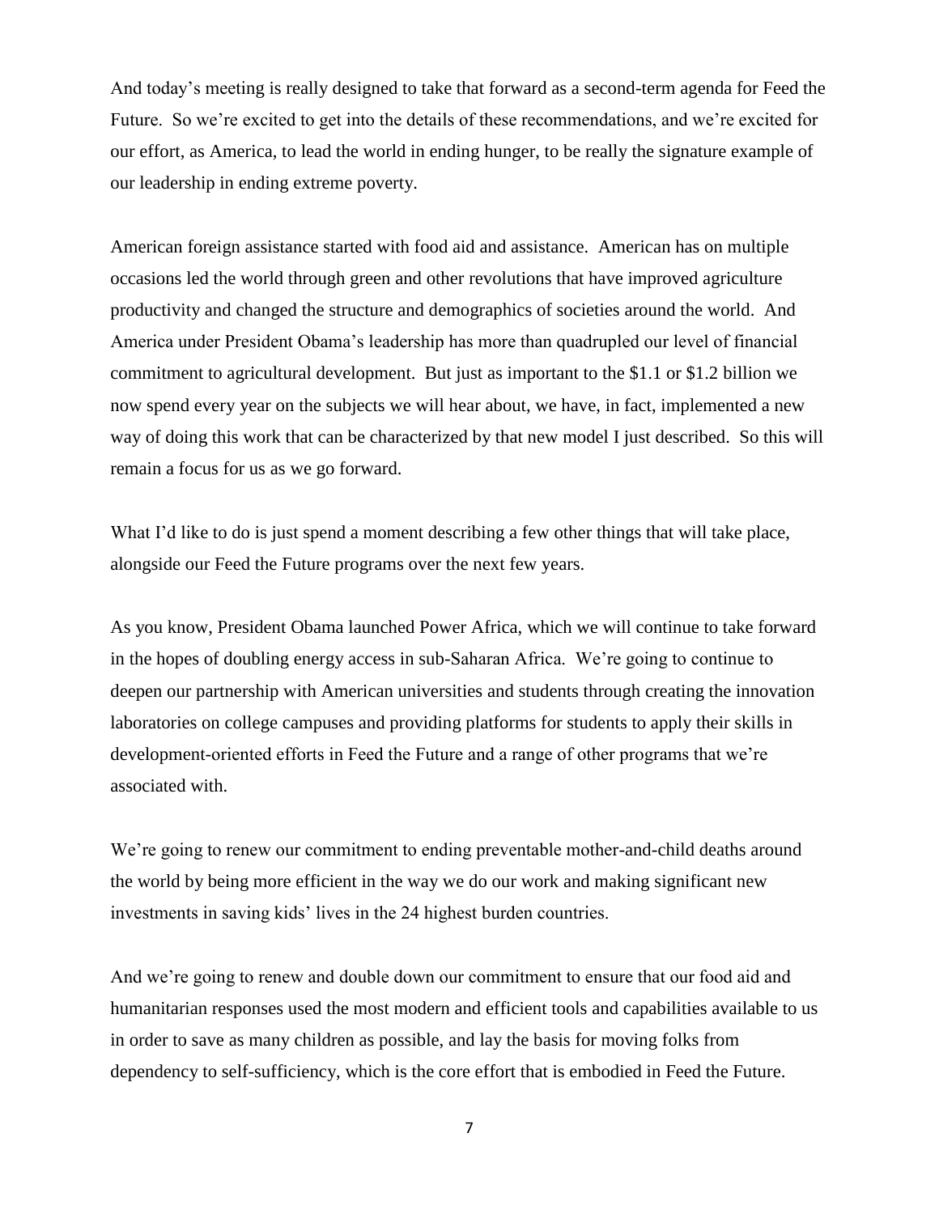And today's meeting is really designed to take that forward as a second-term agenda for Feed the Future. So we're excited to get into the details of these recommendations, and we're excited for our effort, as America, to lead the world in ending hunger, to be really the signature example of our leadership in ending extreme poverty.

American foreign assistance started with food aid and assistance. American has on multiple occasions led the world through green and other revolutions that have improved agriculture productivity and changed the structure and demographics of societies around the world. And America under President Obama's leadership has more than quadrupled our level of financial commitment to agricultural development. But just as important to the $1.1 or $1.2 billion we now spend every year on the subjects we will hear about, we have, in fact, implemented a new way of doing this work that can be characterized by that new model I just described. So this will remain a focus for us as we go forward.

What I'd like to do is just spend a moment describing a few other things that will take place, alongside our Feed the Future programs over the next few years.

As you know, President Obama launched Power Africa, which we will continue to take forward in the hopes of doubling energy access in sub-Saharan Africa. We're going to continue to deepen our partnership with American universities and students through creating the innovation laboratories on college campuses and providing platforms for students to apply their skills in development-oriented efforts in Feed the Future and a range of other programs that we're associated with.

We're going to renew our commitment to ending preventable mother-and-child deaths around the world by being more efficient in the way we do our work and making significant new investments in saving kids' lives in the 24 highest burden countries.

And we're going to renew and double down our commitment to ensure that our food aid and humanitarian responses used the most modern and efficient tools and capabilities available to us in order to save as many children as possible, and lay the basis for moving folks from dependency to self-sufficiency, which is the core effort that is embodied in Feed the Future.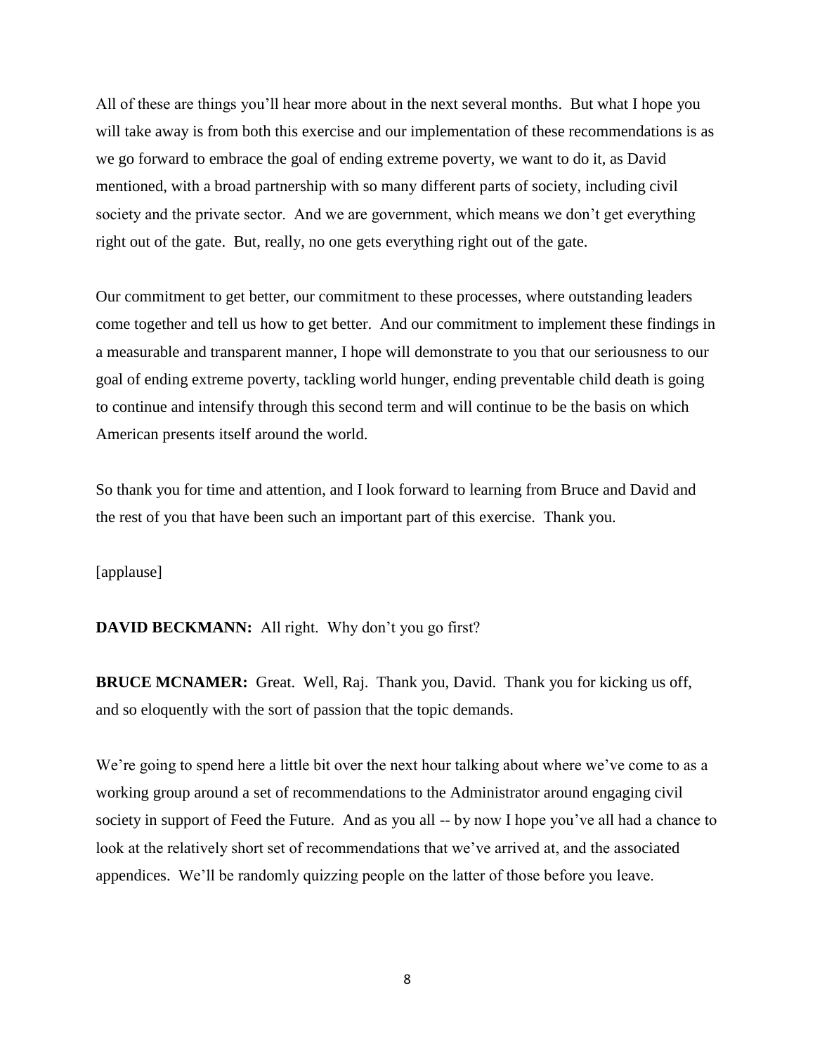All of these are things you'll hear more about in the next several months. But what I hope you will take away is from both this exercise and our implementation of these recommendations is as we go forward to embrace the goal of ending extreme poverty, we want to do it, as David mentioned, with a broad partnership with so many different parts of society, including civil society and the private sector. And we are government, which means we don't get everything right out of the gate. But, really, no one gets everything right out of the gate.

Our commitment to get better, our commitment to these processes, where outstanding leaders come together and tell us how to get better. And our commitment to implement these findings in a measurable and transparent manner, I hope will demonstrate to you that our seriousness to our goal of ending extreme poverty, tackling world hunger, ending preventable child death is going to continue and intensify through this second term and will continue to be the basis on which American presents itself around the world.

So thank you for time and attention, and I look forward to learning from Bruce and David and the rest of you that have been such an important part of this exercise. Thank you.

[applause]

**DAVID BECKMANN:** All right. Why don't you go first?

**BRUCE MCNAMER:** Great. Well, Raj. Thank you, David. Thank you for kicking us off, and so eloquently with the sort of passion that the topic demands.

We're going to spend here a little bit over the next hour talking about where we've come to as a working group around a set of recommendations to the Administrator around engaging civil society in support of Feed the Future. And as you all -- by now I hope you've all had a chance to look at the relatively short set of recommendations that we've arrived at, and the associated appendices. We'll be randomly quizzing people on the latter of those before you leave.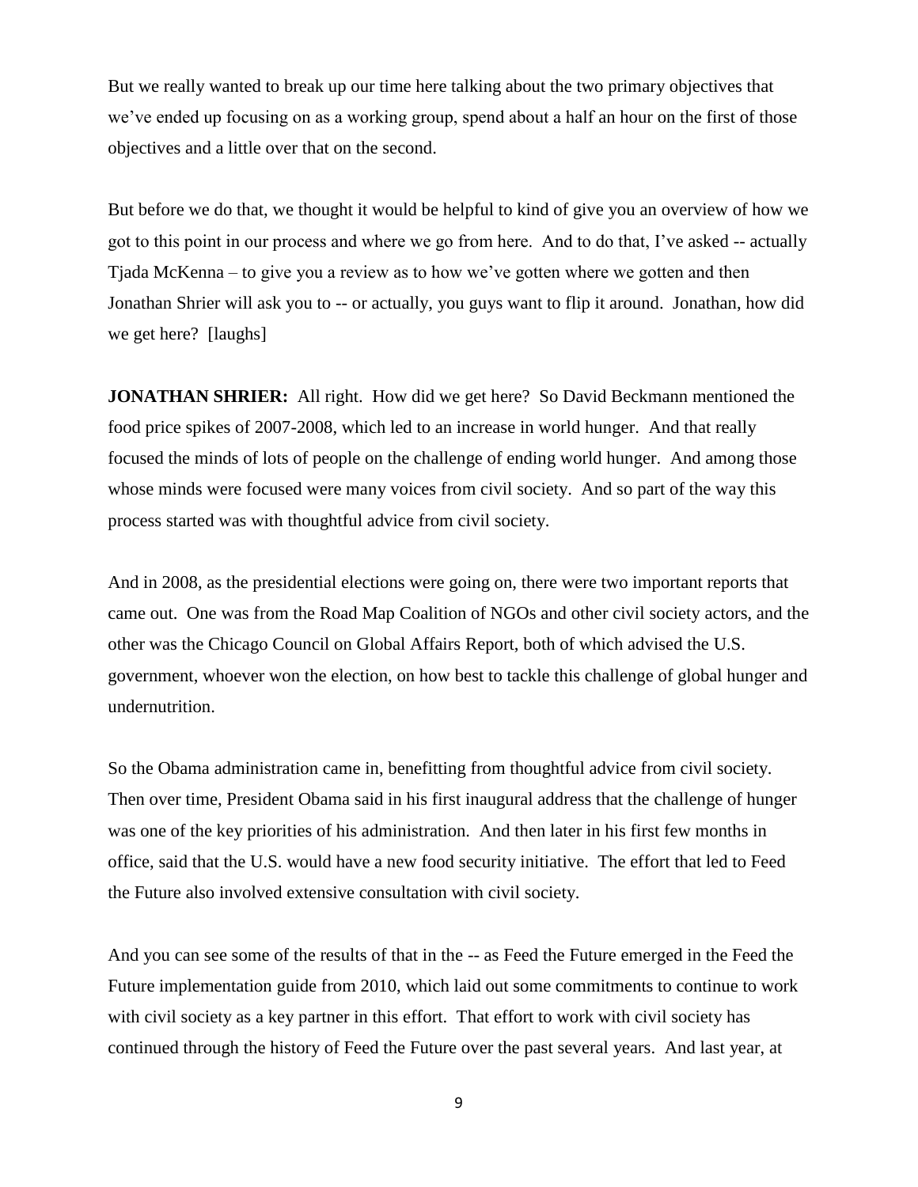But we really wanted to break up our time here talking about the two primary objectives that we've ended up focusing on as a working group, spend about a half an hour on the first of those objectives and a little over that on the second.

But before we do that, we thought it would be helpful to kind of give you an overview of how we got to this point in our process and where we go from here. And to do that, I've asked -- actually Tjada McKenna – to give you a review as to how we've gotten where we gotten and then Jonathan Shrier will ask you to -- or actually, you guys want to flip it around. Jonathan, how did we get here? [laughs]

**JONATHAN SHRIER:** All right. How did we get here? So David Beckmann mentioned the food price spikes of 2007-2008, which led to an increase in world hunger. And that really focused the minds of lots of people on the challenge of ending world hunger. And among those whose minds were focused were many voices from civil society. And so part of the way this process started was with thoughtful advice from civil society.

And in 2008, as the presidential elections were going on, there were two important reports that came out. One was from the Road Map Coalition of NGOs and other civil society actors, and the other was the Chicago Council on Global Affairs Report, both of which advised the U.S. government, whoever won the election, on how best to tackle this challenge of global hunger and undernutrition.

So the Obama administration came in, benefitting from thoughtful advice from civil society. Then over time, President Obama said in his first inaugural address that the challenge of hunger was one of the key priorities of his administration. And then later in his first few months in office, said that the U.S. would have a new food security initiative. The effort that led to Feed the Future also involved extensive consultation with civil society.

And you can see some of the results of that in the -- as Feed the Future emerged in the Feed the Future implementation guide from 2010, which laid out some commitments to continue to work with civil society as a key partner in this effort. That effort to work with civil society has continued through the history of Feed the Future over the past several years. And last year, at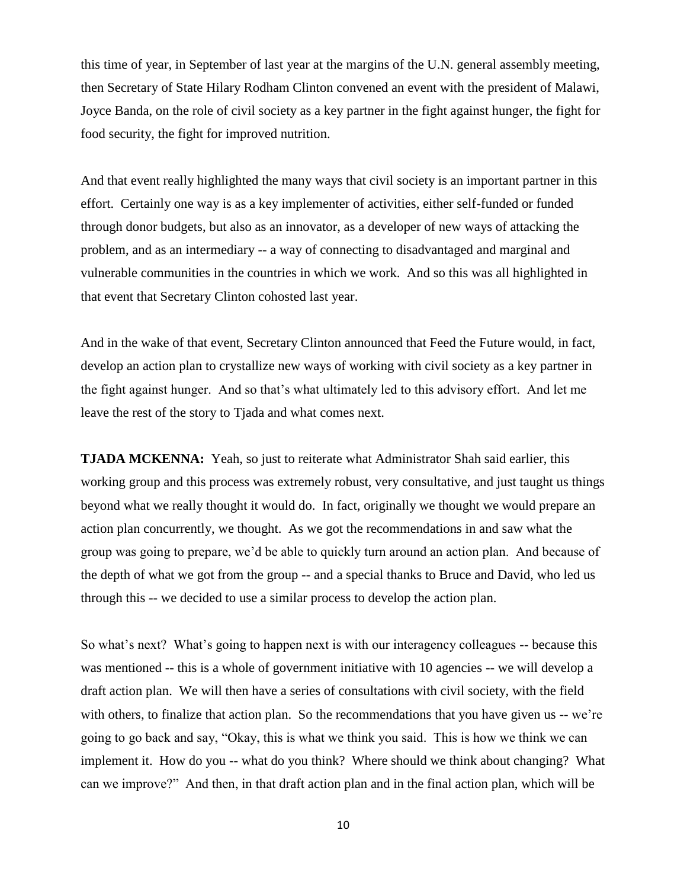this time of year, in September of last year at the margins of the U.N. general assembly meeting, then Secretary of State Hilary Rodham Clinton convened an event with the president of Malawi, Joyce Banda, on the role of civil society as a key partner in the fight against hunger, the fight for food security, the fight for improved nutrition.

And that event really highlighted the many ways that civil society is an important partner in this effort. Certainly one way is as a key implementer of activities, either self-funded or funded through donor budgets, but also as an innovator, as a developer of new ways of attacking the problem, and as an intermediary -- a way of connecting to disadvantaged and marginal and vulnerable communities in the countries in which we work. And so this was all highlighted in that event that Secretary Clinton cohosted last year.

And in the wake of that event, Secretary Clinton announced that Feed the Future would, in fact, develop an action plan to crystallize new ways of working with civil society as a key partner in the fight against hunger. And so that's what ultimately led to this advisory effort. And let me leave the rest of the story to Tjada and what comes next.

**TJADA MCKENNA:** Yeah, so just to reiterate what Administrator Shah said earlier, this working group and this process was extremely robust, very consultative, and just taught us things beyond what we really thought it would do. In fact, originally we thought we would prepare an action plan concurrently, we thought. As we got the recommendations in and saw what the group was going to prepare, we'd be able to quickly turn around an action plan. And because of the depth of what we got from the group -- and a special thanks to Bruce and David, who led us through this -- we decided to use a similar process to develop the action plan.

So what's next? What's going to happen next is with our interagency colleagues -- because this was mentioned -- this is a whole of government initiative with 10 agencies -- we will develop a draft action plan. We will then have a series of consultations with civil society, with the field with others, to finalize that action plan. So the recommendations that you have given us -- we're going to go back and say, "Okay, this is what we think you said. This is how we think we can implement it. How do you -- what do you think? Where should we think about changing? What can we improve?" And then, in that draft action plan and in the final action plan, which will be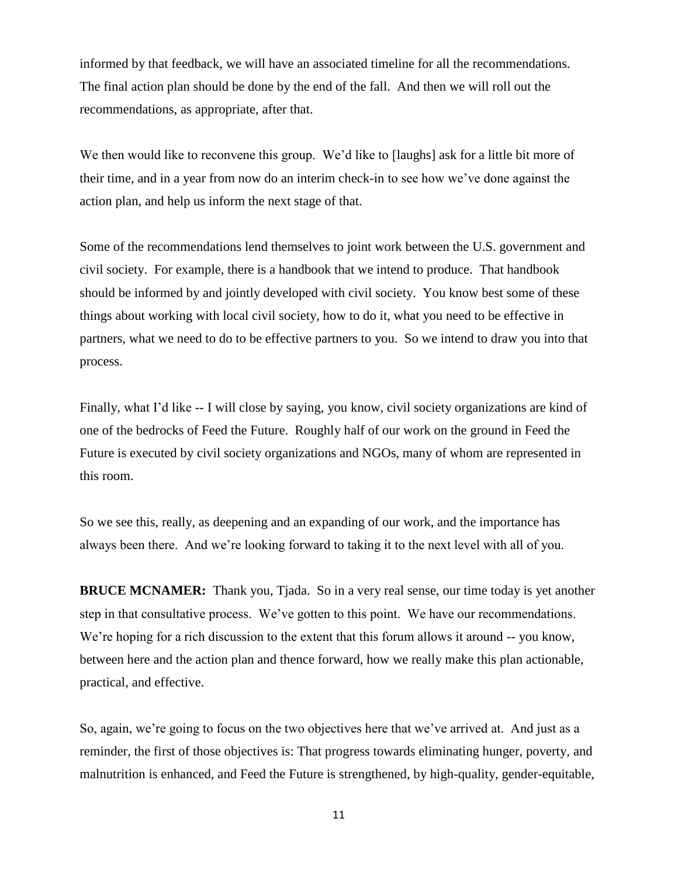informed by that feedback, we will have an associated timeline for all the recommendations. The final action plan should be done by the end of the fall. And then we will roll out the recommendations, as appropriate, after that.

We then would like to reconvene this group. We'd like to [laughs] ask for a little bit more of their time, and in a year from now do an interim check-in to see how we've done against the action plan, and help us inform the next stage of that.

Some of the recommendations lend themselves to joint work between the U.S. government and civil society. For example, there is a handbook that we intend to produce. That handbook should be informed by and jointly developed with civil society. You know best some of these things about working with local civil society, how to do it, what you need to be effective in partners, what we need to do to be effective partners to you. So we intend to draw you into that process.

Finally, what I'd like -- I will close by saying, you know, civil society organizations are kind of one of the bedrocks of Feed the Future. Roughly half of our work on the ground in Feed the Future is executed by civil society organizations and NGOs, many of whom are represented in this room.

So we see this, really, as deepening and an expanding of our work, and the importance has always been there. And we're looking forward to taking it to the next level with all of you.

**BRUCE MCNAMER:** Thank you, Tjada. So in a very real sense, our time today is yet another step in that consultative process. We've gotten to this point. We have our recommendations. We're hoping for a rich discussion to the extent that this forum allows it around -- you know, between here and the action plan and thence forward, how we really make this plan actionable, practical, and effective.

So, again, we're going to focus on the two objectives here that we've arrived at. And just as a reminder, the first of those objectives is: That progress towards eliminating hunger, poverty, and malnutrition is enhanced, and Feed the Future is strengthened, by high-quality, gender-equitable,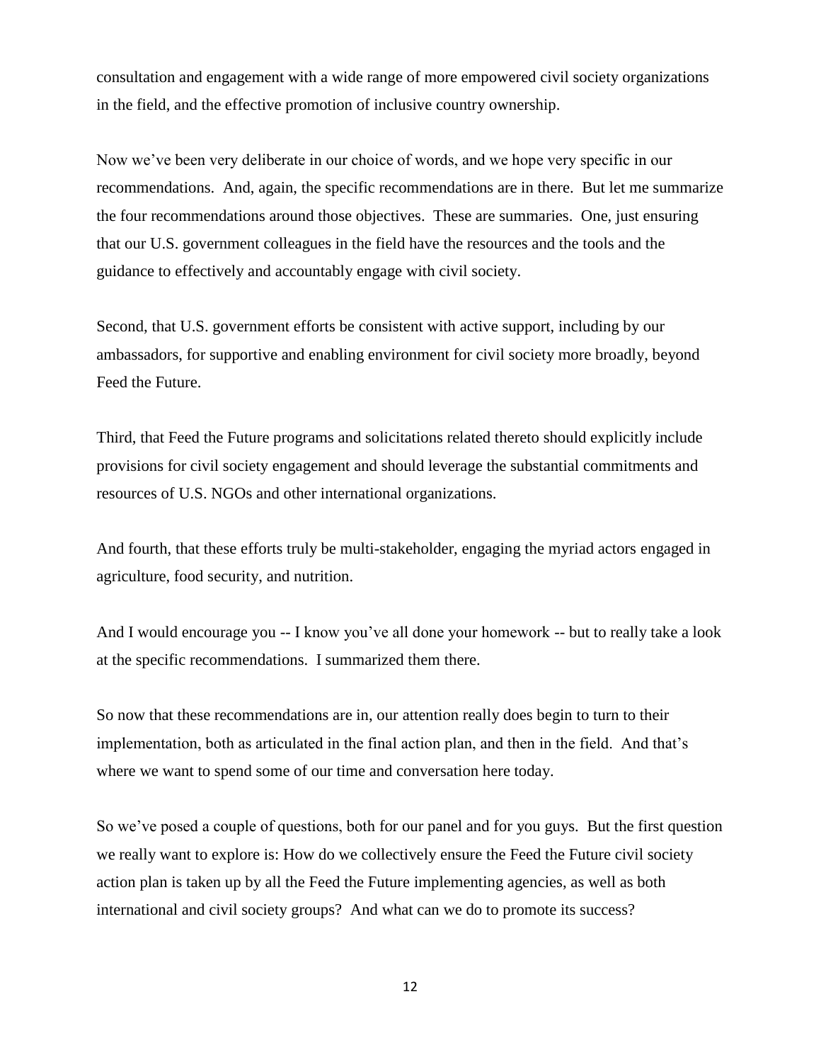consultation and engagement with a wide range of more empowered civil society organizations in the field, and the effective promotion of inclusive country ownership.

Now we've been very deliberate in our choice of words, and we hope very specific in our recommendations. And, again, the specific recommendations are in there. But let me summarize the four recommendations around those objectives. These are summaries. One, just ensuring that our U.S. government colleagues in the field have the resources and the tools and the guidance to effectively and accountably engage with civil society.

Second, that U.S. government efforts be consistent with active support, including by our ambassadors, for supportive and enabling environment for civil society more broadly, beyond Feed the Future.

Third, that Feed the Future programs and solicitations related thereto should explicitly include provisions for civil society engagement and should leverage the substantial commitments and resources of U.S. NGOs and other international organizations.

And fourth, that these efforts truly be multi-stakeholder, engaging the myriad actors engaged in agriculture, food security, and nutrition.

And I would encourage you -- I know you've all done your homework -- but to really take a look at the specific recommendations. I summarized them there.

So now that these recommendations are in, our attention really does begin to turn to their implementation, both as articulated in the final action plan, and then in the field. And that's where we want to spend some of our time and conversation here today.

So we've posed a couple of questions, both for our panel and for you guys. But the first question we really want to explore is: How do we collectively ensure the Feed the Future civil society action plan is taken up by all the Feed the Future implementing agencies, as well as both international and civil society groups? And what can we do to promote its success?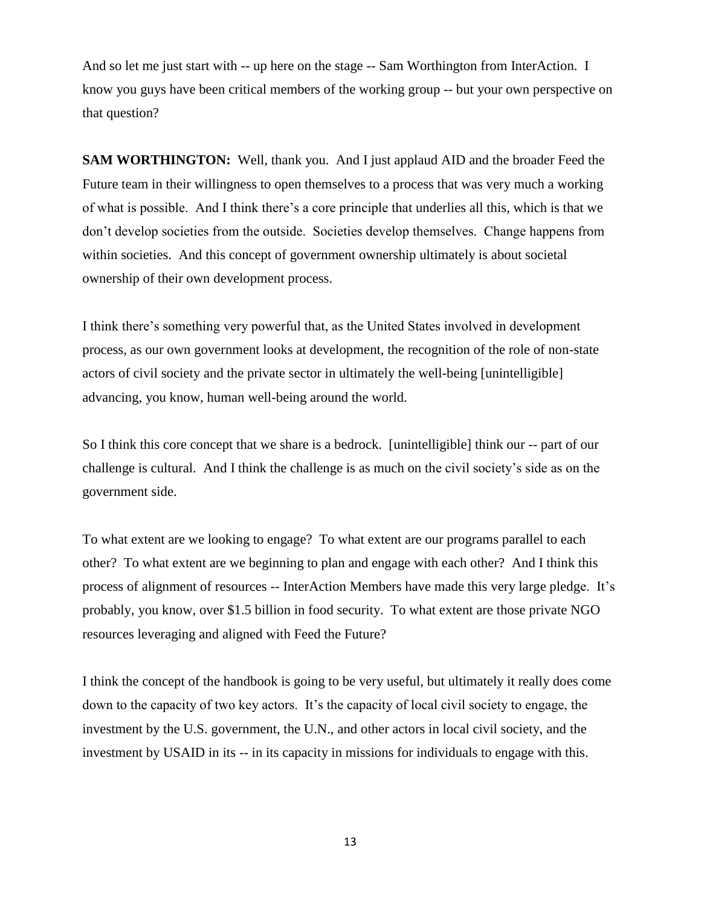And so let me just start with -- up here on the stage -- Sam Worthington from InterAction. I know you guys have been critical members of the working group -- but your own perspective on that question?

**SAM WORTHINGTON:** Well, thank you. And I just applaud AID and the broader Feed the Future team in their willingness to open themselves to a process that was very much a working of what is possible. And I think there's a core principle that underlies all this, which is that we don't develop societies from the outside. Societies develop themselves. Change happens from within societies. And this concept of government ownership ultimately is about societal ownership of their own development process.

I think there's something very powerful that, as the United States involved in development process, as our own government looks at development, the recognition of the role of non-state actors of civil society and the private sector in ultimately the well-being [unintelligible] advancing, you know, human well-being around the world.

So I think this core concept that we share is a bedrock. [unintelligible] think our -- part of our challenge is cultural. And I think the challenge is as much on the civil society's side as on the government side.

To what extent are we looking to engage? To what extent are our programs parallel to each other? To what extent are we beginning to plan and engage with each other? And I think this process of alignment of resources -- InterAction Members have made this very large pledge. It's probably, you know, over $1.5 billion in food security. To what extent are those private NGO resources leveraging and aligned with Feed the Future?

I think the concept of the handbook is going to be very useful, but ultimately it really does come down to the capacity of two key actors. It's the capacity of local civil society to engage, the investment by the U.S. government, the U.N., and other actors in local civil society, and the investment by USAID in its -- in its capacity in missions for individuals to engage with this.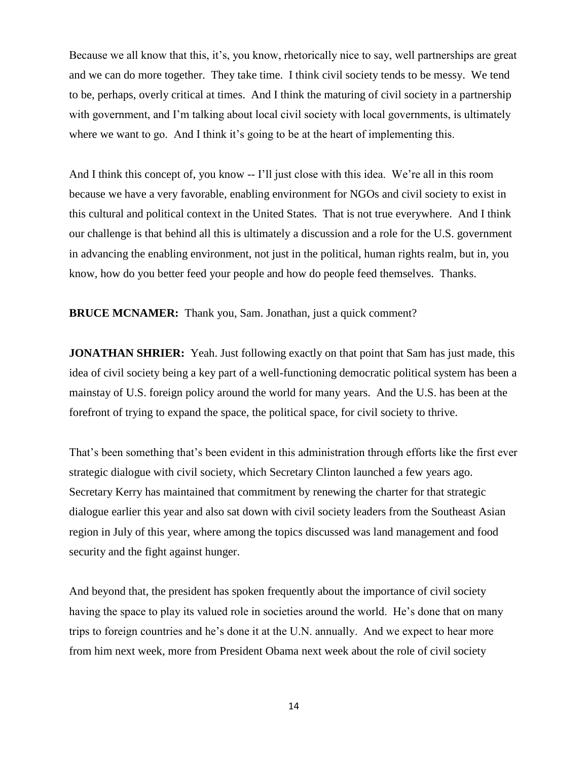Because we all know that this, it's, you know, rhetorically nice to say, well partnerships are great and we can do more together. They take time. I think civil society tends to be messy. We tend to be, perhaps, overly critical at times. And I think the maturing of civil society in a partnership with government, and I'm talking about local civil society with local governments, is ultimately where we want to go. And I think it's going to be at the heart of implementing this.

And I think this concept of, you know -- I'll just close with this idea. We're all in this room because we have a very favorable, enabling environment for NGOs and civil society to exist in this cultural and political context in the United States. That is not true everywhere. And I think our challenge is that behind all this is ultimately a discussion and a role for the U.S. government in advancing the enabling environment, not just in the political, human rights realm, but in, you know, how do you better feed your people and how do people feed themselves. Thanks.

**BRUCE MCNAMER:** Thank you, Sam. Jonathan, just a quick comment?

**JONATHAN SHRIER:** Yeah. Just following exactly on that point that Sam has just made, this idea of civil society being a key part of a well-functioning democratic political system has been a mainstay of U.S. foreign policy around the world for many years. And the U.S. has been at the forefront of trying to expand the space, the political space, for civil society to thrive.

That's been something that's been evident in this administration through efforts like the first ever strategic dialogue with civil society, which Secretary Clinton launched a few years ago. Secretary Kerry has maintained that commitment by renewing the charter for that strategic dialogue earlier this year and also sat down with civil society leaders from the Southeast Asian region in July of this year, where among the topics discussed was land management and food security and the fight against hunger.

And beyond that, the president has spoken frequently about the importance of civil society having the space to play its valued role in societies around the world. He's done that on many trips to foreign countries and he's done it at the U.N. annually. And we expect to hear more from him next week, more from President Obama next week about the role of civil society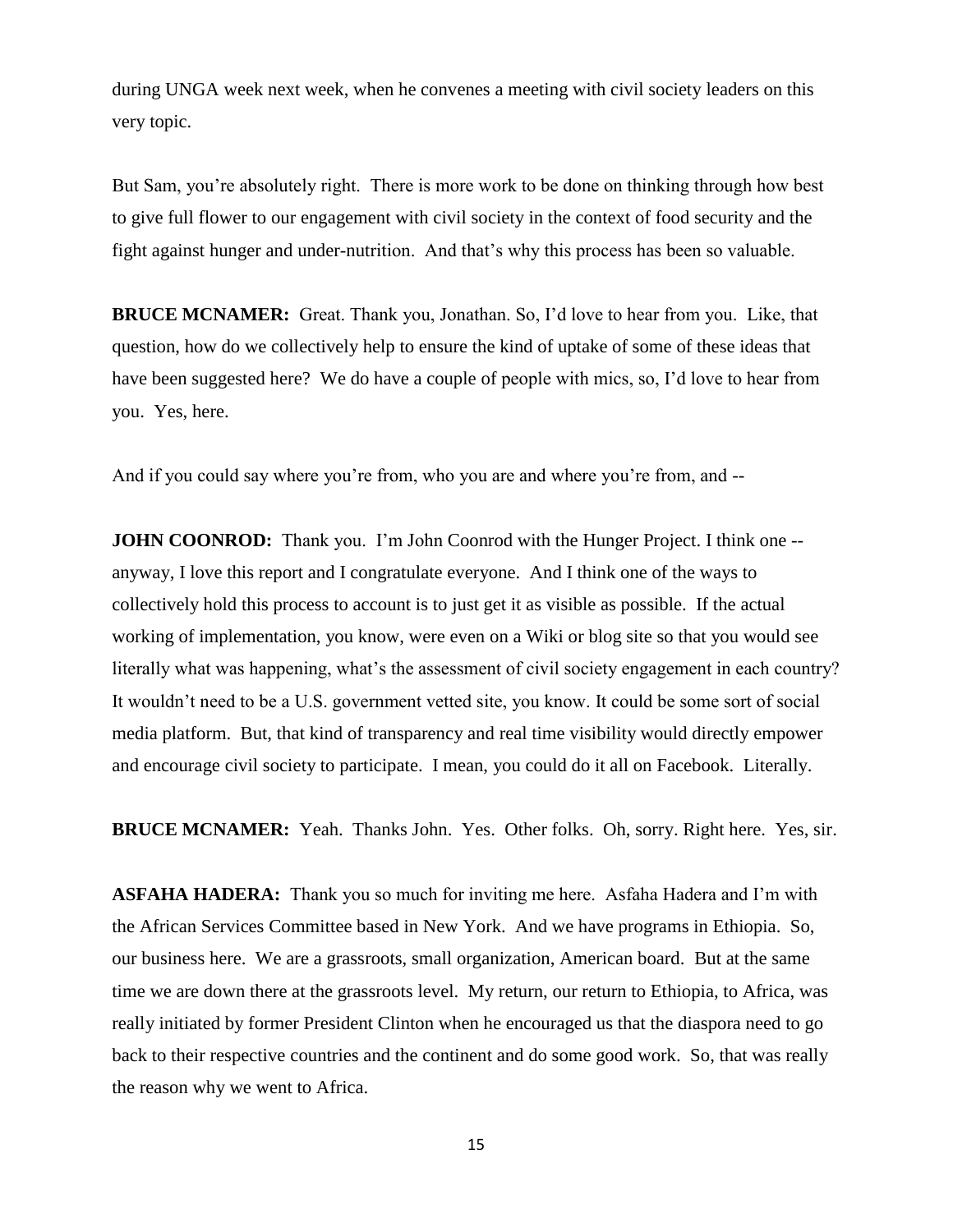during UNGA week next week, when he convenes a meeting with civil society leaders on this very topic.

But Sam, you're absolutely right. There is more work to be done on thinking through how best to give full flower to our engagement with civil society in the context of food security and the fight against hunger and under-nutrition. And that's why this process has been so valuable.

**BRUCE MCNAMER:** Great. Thank you, Jonathan. So, I'd love to hear from you. Like, that question, how do we collectively help to ensure the kind of uptake of some of these ideas that have been suggested here? We do have a couple of people with mics, so, I'd love to hear from you. Yes, here.

And if you could say where you're from, who you are and where you're from, and --

**JOHN COONROD:** Thank you. I'm John Coonrod with the Hunger Project. I think one -- anyway, I love this report and I congratulate everyone. And I think one of the ways to collectively hold this process to account is to just get it as visible as possible. If the actual working of implementation, you know, were even on a Wiki or blog site so that you would see literally what was happening, what's the assessment of civil society engagement in each country? It wouldn't need to be a U.S. government vetted site, you know. It could be some sort of social media platform. But, that kind of transparency and real time visibility would directly empower and encourage civil society to participate. I mean, you could do it all on Facebook. Literally.

**BRUCE MCNAMER:** Yeah. Thanks John. Yes. Other folks. Oh, sorry. Right here. Yes, sir.

**ASFAHA HADERA:** Thank you so much for inviting me here. Asfaha Hadera and I'm with the African Services Committee based in New York. And we have programs in Ethiopia. So, our business here. We are a grassroots, small organization, American board. But at the same time we are down there at the grassroots level. My return, our return to Ethiopia, to Africa, was really initiated by former President Clinton when he encouraged us that the diaspora need to go back to their respective countries and the continent and do some good work. So, that was really the reason why we went to Africa.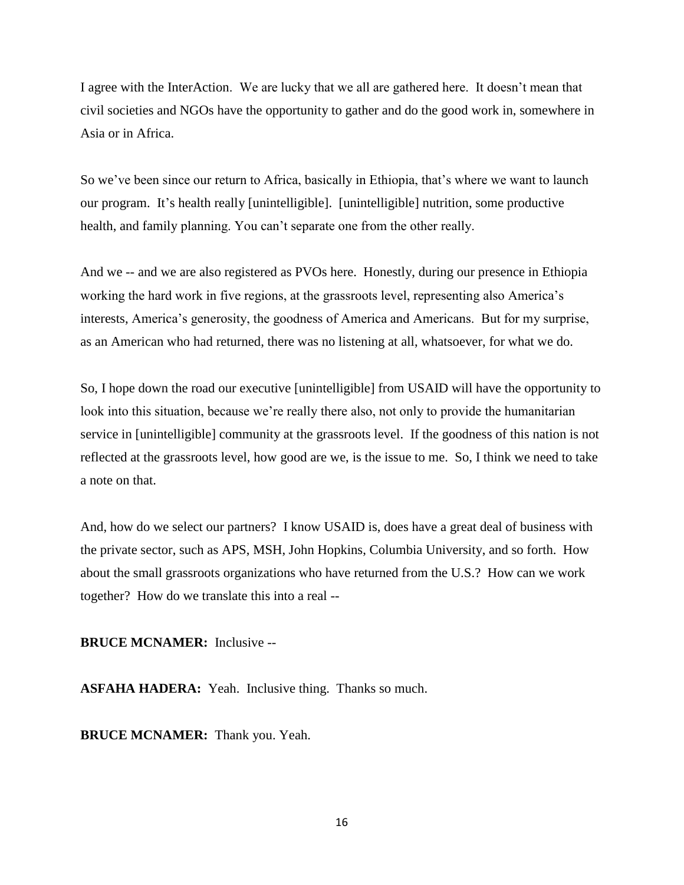I agree with the InterAction. We are lucky that we all are gathered here. It doesn't mean that civil societies and NGOs have the opportunity to gather and do the good work in, somewhere in Asia or in Africa.

So we've been since our return to Africa, basically in Ethiopia, that's where we want to launch our program. It's health really [unintelligible]. [unintelligible] nutrition, some productive health, and family planning. You can't separate one from the other really.

And we -- and we are also registered as PVOs here. Honestly, during our presence in Ethiopia working the hard work in five regions, at the grassroots level, representing also America's interests, America's generosity, the goodness of America and Americans. But for my surprise, as an American who had returned, there was no listening at all, whatsoever, for what we do.

So, I hope down the road our executive [unintelligible] from USAID will have the opportunity to look into this situation, because we're really there also, not only to provide the humanitarian service in [unintelligible] community at the grassroots level. If the goodness of this nation is not reflected at the grassroots level, how good are we, is the issue to me. So, I think we need to take a note on that.

And, how do we select our partners? I know USAID is, does have a great deal of business with the private sector, such as APS, MSH, John Hopkins, Columbia University, and so forth. How about the small grassroots organizations who have returned from the U.S.? How can we work together? How do we translate this into a real --

**BRUCE MCNAMER:** Inclusive --

**ASFAHA HADERA:** Yeah. Inclusive thing. Thanks so much.

**BRUCE MCNAMER:** Thank you. Yeah.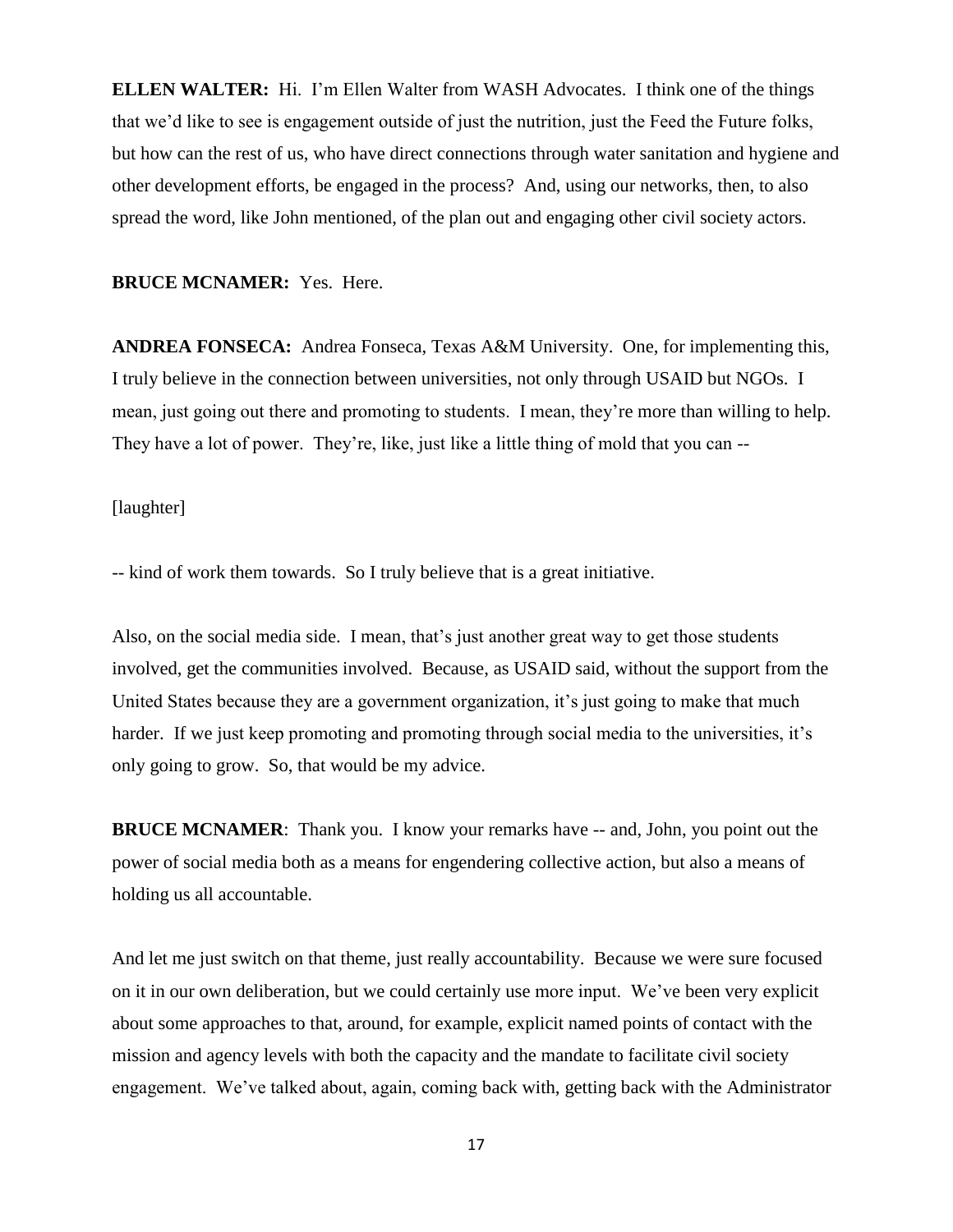**ELLEN WALTER:** Hi. I'm Ellen Walter from WASH Advocates. I think one of the things that we'd like to see is engagement outside of just the nutrition, just the Feed the Future folks, but how can the rest of us, who have direct connections through water sanitation and hygiene and other development efforts, be engaged in the process? And, using our networks, then, to also spread the word, like John mentioned, of the plan out and engaging other civil society actors.

**BRUCE MCNAMER:** Yes. Here.

**ANDREA FONSECA:** Andrea Fonseca, Texas A&M University. One, for implementing this, I truly believe in the connection between universities, not only through USAID but NGOs. I mean, just going out there and promoting to students. I mean, they're more than willing to help. They have a lot of power. They're, like, just like a little thing of mold that you can --

[laughter]

-- kind of work them towards. So I truly believe that is a great initiative.

Also, on the social media side. I mean, that's just another great way to get those students involved, get the communities involved. Because, as USAID said, without the support from the United States because they are a government organization, it's just going to make that much harder. If we just keep promoting and promoting through social media to the universities, it's only going to grow. So, that would be my advice.

**BRUCE MCNAMER**: Thank you. I know your remarks have -- and, John, you point out the power of social media both as a means for engendering collective action, but also a means of holding us all accountable.

And let me just switch on that theme, just really accountability. Because we were sure focused on it in our own deliberation, but we could certainly use more input. We've been very explicit about some approaches to that, around, for example, explicit named points of contact with the mission and agency levels with both the capacity and the mandate to facilitate civil society engagement. We've talked about, again, coming back with, getting back with the Administrator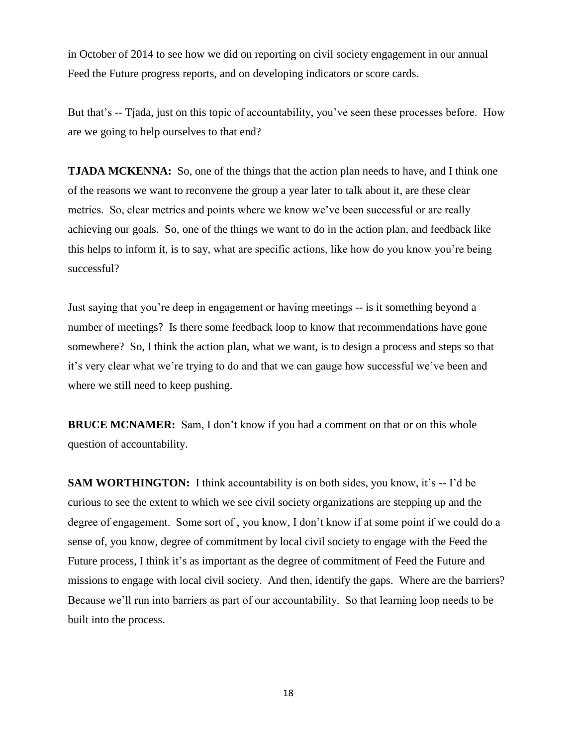in October of 2014 to see how we did on reporting on civil society engagement in our annual Feed the Future progress reports, and on developing indicators or score cards.

But that's -- Tjada, just on this topic of accountability, you've seen these processes before. How are we going to help ourselves to that end?

**TJADA MCKENNA:** So, one of the things that the action plan needs to have, and I think one of the reasons we want to reconvene the group a year later to talk about it, are these clear metrics. So, clear metrics and points where we know we've been successful or are really achieving our goals. So, one of the things we want to do in the action plan, and feedback like this helps to inform it, is to say, what are specific actions, like how do you know you're being successful?

Just saying that you're deep in engagement or having meetings -- is it something beyond a number of meetings? Is there some feedback loop to know that recommendations have gone somewhere? So, I think the action plan, what we want, is to design a process and steps so that it's very clear what we're trying to do and that we can gauge how successful we've been and where we still need to keep pushing.

**BRUCE MCNAMER:** Sam, I don't know if you had a comment on that or on this whole question of accountability.

**SAM WORTHINGTON:** I think accountability is on both sides, you know, it's -- I'd be curious to see the extent to which we see civil society organizations are stepping up and the degree of engagement. Some sort of , you know, I don't know if at some point if we could do a sense of, you know, degree of commitment by local civil society to engage with the Feed the Future process, I think it's as important as the degree of commitment of Feed the Future and missions to engage with local civil society. And then, identify the gaps. Where are the barriers? Because we'll run into barriers as part of our accountability. So that learning loop needs to be built into the process.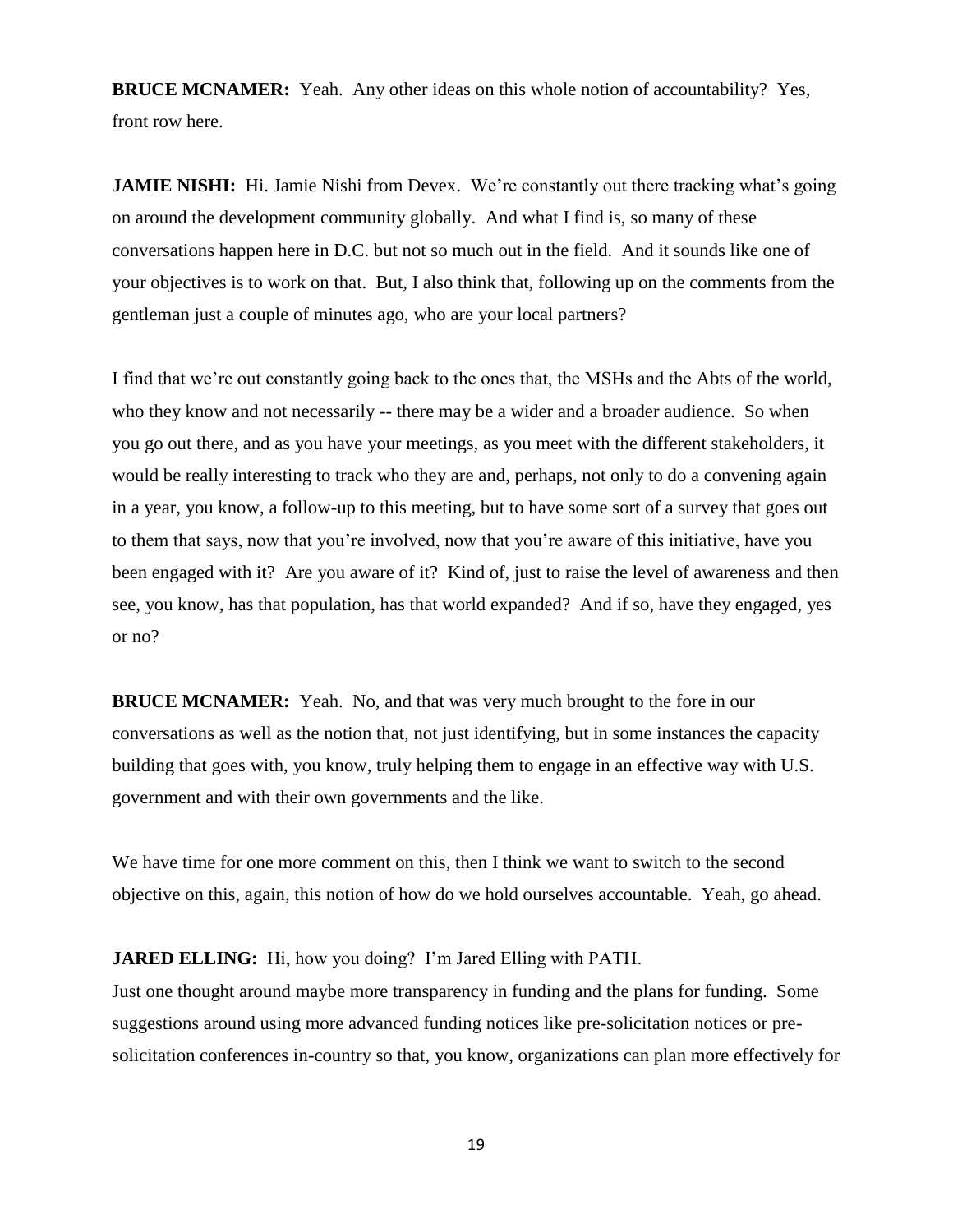**BRUCE MCNAMER:** Yeah. Any other ideas on this whole notion of accountability? Yes, front row here.

**JAMIE NISHI:** Hi. Jamie Nishi from Devex. We're constantly out there tracking what's going on around the development community globally. And what I find is, so many of these conversations happen here in D.C. but not so much out in the field. And it sounds like one of your objectives is to work on that. But, I also think that, following up on the comments from the gentleman just a couple of minutes ago, who are your local partners?

I find that we're out constantly going back to the ones that, the MSHs and the Abts of the world, who they know and not necessarily -- there may be a wider and a broader audience. So when you go out there, and as you have your meetings, as you meet with the different stakeholders, it would be really interesting to track who they are and, perhaps, not only to do a convening again in a year, you know, a follow-up to this meeting, but to have some sort of a survey that goes out to them that says, now that you're involved, now that you're aware of this initiative, have you been engaged with it? Are you aware of it? Kind of, just to raise the level of awareness and then see, you know, has that population, has that world expanded? And if so, have they engaged, yes or no?

**BRUCE MCNAMER:** Yeah. No, and that was very much brought to the fore in our conversations as well as the notion that, not just identifying, but in some instances the capacity building that goes with, you know, truly helping them to engage in an effective way with U.S. government and with their own governments and the like.

We have time for one more comment on this, then I think we want to switch to the second objective on this, again, this notion of how do we hold ourselves accountable. Yeah, go ahead.

**JARED ELLING:** Hi, how you doing? I'm Jared Elling with PATH.
Just one thought around maybe more transparency in funding and the plans for funding. Some suggestions around using more advanced funding notices like pre-solicitation notices or pre-solicitation conferences in-country so that, you know, organizations can plan more effectively for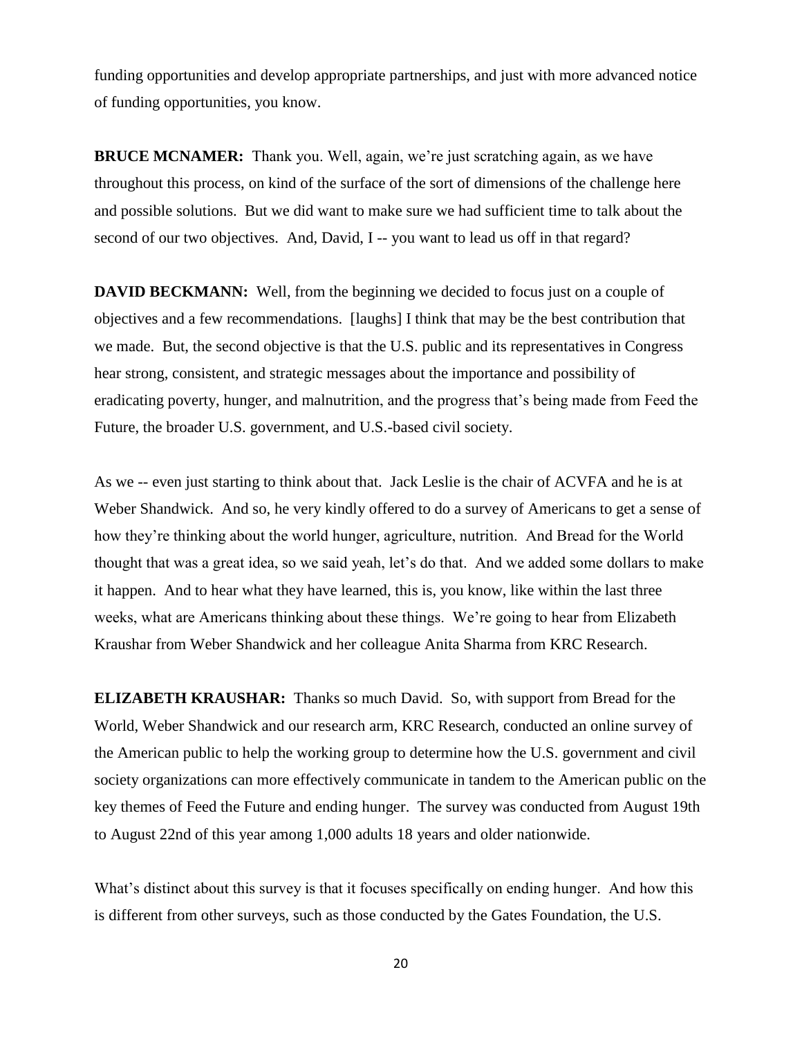funding opportunities and develop appropriate partnerships, and just with more advanced notice of funding opportunities, you know.

**BRUCE MCNAMER:** Thank you. Well, again, we're just scratching again, as we have throughout this process, on kind of the surface of the sort of dimensions of the challenge here and possible solutions. But we did want to make sure we had sufficient time to talk about the second of our two objectives. And, David, I -- you want to lead us off in that regard?

**DAVID BECKMANN:** Well, from the beginning we decided to focus just on a couple of objectives and a few recommendations. [laughs] I think that may be the best contribution that we made. But, the second objective is that the U.S. public and its representatives in Congress hear strong, consistent, and strategic messages about the importance and possibility of eradicating poverty, hunger, and malnutrition, and the progress that's being made from Feed the Future, the broader U.S. government, and U.S.-based civil society.

As we -- even just starting to think about that. Jack Leslie is the chair of ACVFA and he is at Weber Shandwick. And so, he very kindly offered to do a survey of Americans to get a sense of how they're thinking about the world hunger, agriculture, nutrition. And Bread for the World thought that was a great idea, so we said yeah, let's do that. And we added some dollars to make it happen. And to hear what they have learned, this is, you know, like within the last three weeks, what are Americans thinking about these things. We're going to hear from Elizabeth Kraushar from Weber Shandwick and her colleague Anita Sharma from KRC Research.

**ELIZABETH KRAUSHAR:** Thanks so much David. So, with support from Bread for the World, Weber Shandwick and our research arm, KRC Research, conducted an online survey of the American public to help the working group to determine how the U.S. government and civil society organizations can more effectively communicate in tandem to the American public on the key themes of Feed the Future and ending hunger. The survey was conducted from August 19th to August 22nd of this year among 1,000 adults 18 years and older nationwide.

What's distinct about this survey is that it focuses specifically on ending hunger. And how this is different from other surveys, such as those conducted by the Gates Foundation, the U.S.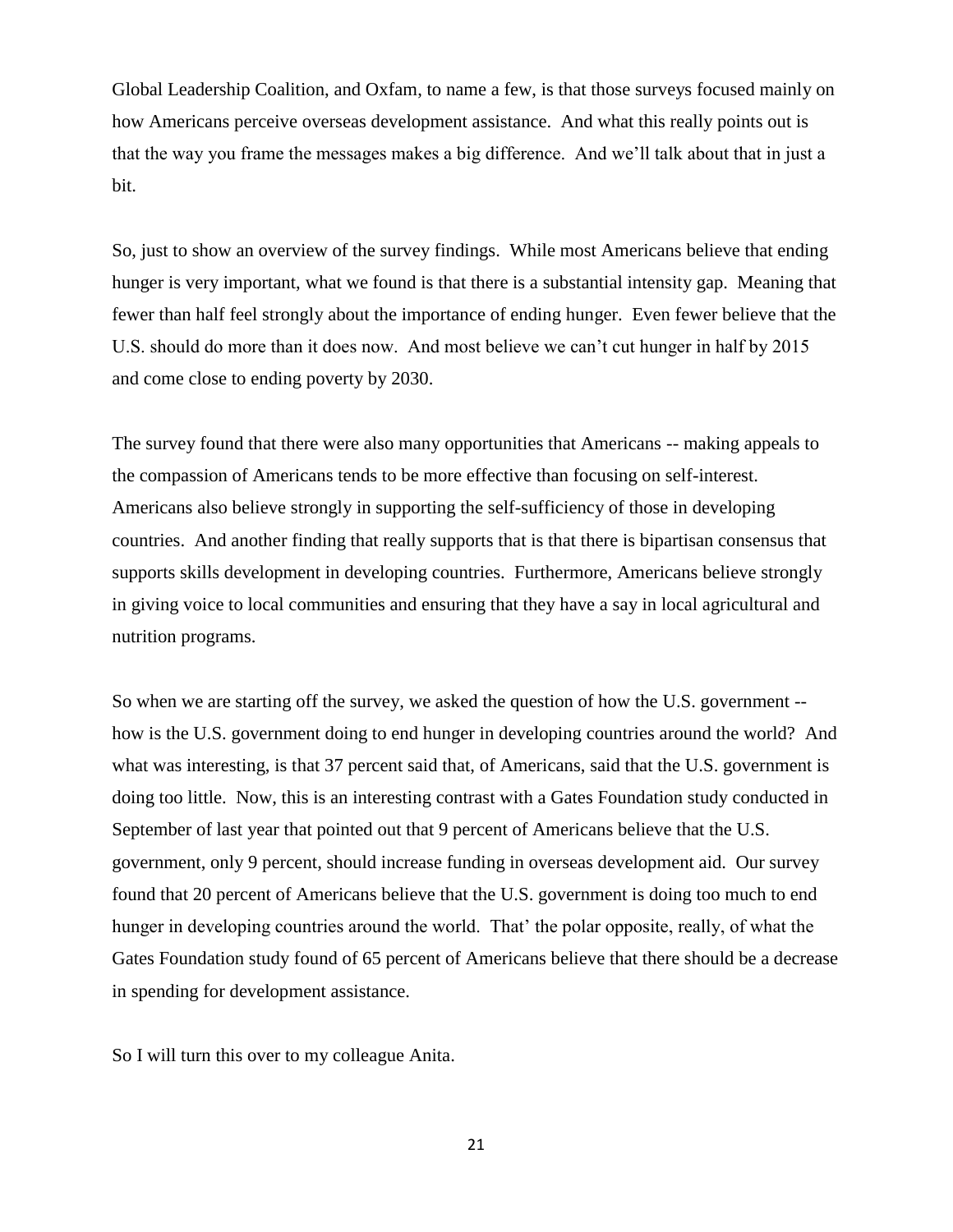Global Leadership Coalition, and Oxfam, to name a few, is that those surveys focused mainly on how Americans perceive overseas development assistance. And what this really points out is that the way you frame the messages makes a big difference. And we'll talk about that in just a bit.

So, just to show an overview of the survey findings. While most Americans believe that ending hunger is very important, what we found is that there is a substantial intensity gap. Meaning that fewer than half feel strongly about the importance of ending hunger. Even fewer believe that the U.S. should do more than it does now. And most believe we can't cut hunger in half by 2015 and come close to ending poverty by 2030.

The survey found that there were also many opportunities that Americans -- making appeals to the compassion of Americans tends to be more effective than focusing on self-interest. Americans also believe strongly in supporting the self-sufficiency of those in developing countries. And another finding that really supports that is that there is bipartisan consensus that supports skills development in developing countries. Furthermore, Americans believe strongly in giving voice to local communities and ensuring that they have a say in local agricultural and nutrition programs.

So when we are starting off the survey, we asked the question of how the U.S. government -- how is the U.S. government doing to end hunger in developing countries around the world? And what was interesting, is that 37 percent said that, of Americans, said that the U.S. government is doing too little. Now, this is an interesting contrast with a Gates Foundation study conducted in September of last year that pointed out that 9 percent of Americans believe that the U.S. government, only 9 percent, should increase funding in overseas development aid. Our survey found that 20 percent of Americans believe that the U.S. government is doing too much to end hunger in developing countries around the world. That' the polar opposite, really, of what the Gates Foundation study found of 65 percent of Americans believe that there should be a decrease in spending for development assistance.

So I will turn this over to my colleague Anita.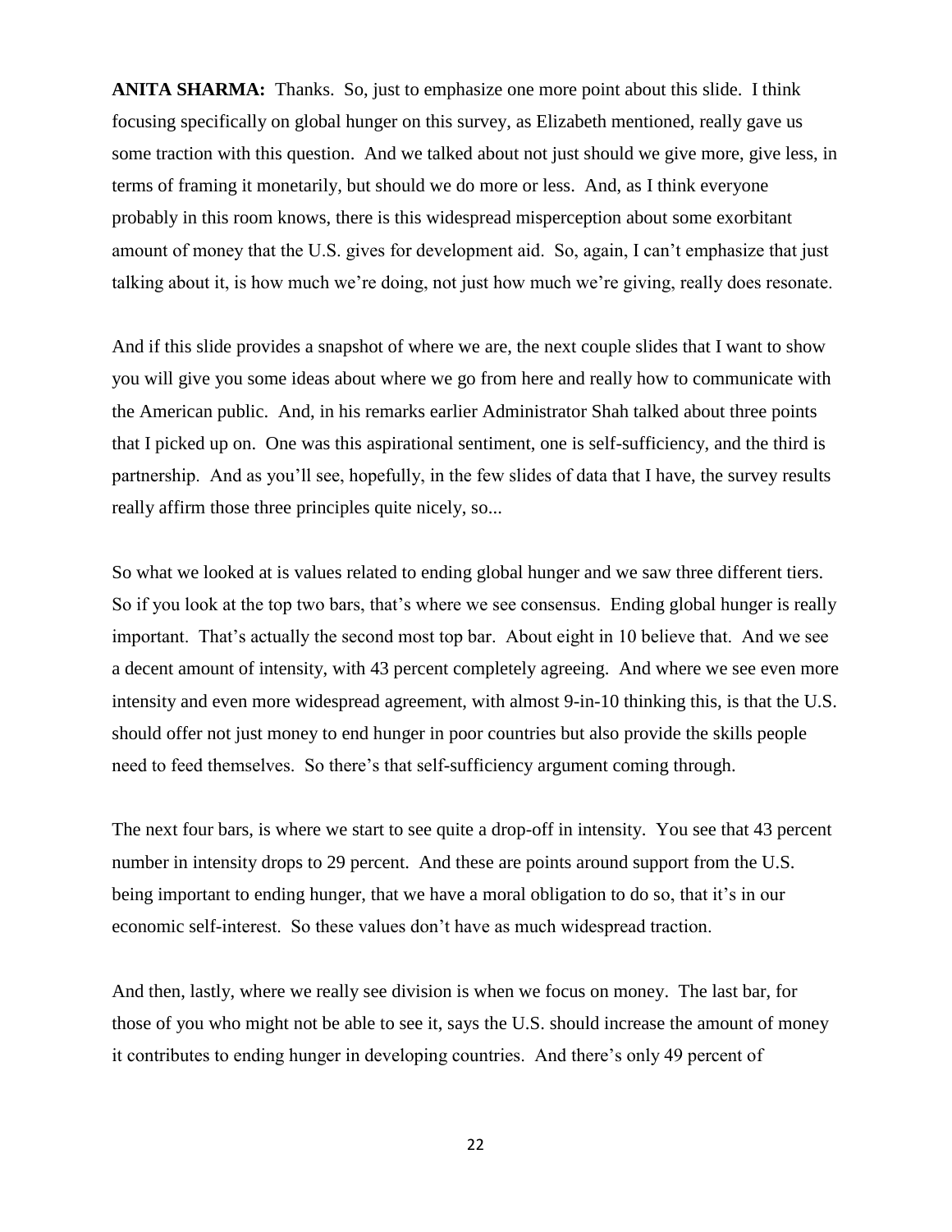**ANITA SHARMA:** Thanks. So, just to emphasize one more point about this slide. I think focusing specifically on global hunger on this survey, as Elizabeth mentioned, really gave us some traction with this question. And we talked about not just should we give more, give less, in terms of framing it monetarily, but should we do more or less. And, as I think everyone probably in this room knows, there is this widespread misperception about some exorbitant amount of money that the U.S. gives for development aid. So, again, I can't emphasize that just talking about it, is how much we're doing, not just how much we're giving, really does resonate.

And if this slide provides a snapshot of where we are, the next couple slides that I want to show you will give you some ideas about where we go from here and really how to communicate with the American public. And, in his remarks earlier Administrator Shah talked about three points that I picked up on. One was this aspirational sentiment, one is self-sufficiency, and the third is partnership. And as you'll see, hopefully, in the few slides of data that I have, the survey results really affirm those three principles quite nicely, so...

So what we looked at is values related to ending global hunger and we saw three different tiers. So if you look at the top two bars, that's where we see consensus. Ending global hunger is really important. That's actually the second most top bar. About eight in 10 believe that. And we see a decent amount of intensity, with 43 percent completely agreeing. And where we see even more intensity and even more widespread agreement, with almost 9-in-10 thinking this, is that the U.S. should offer not just money to end hunger in poor countries but also provide the skills people need to feed themselves. So there's that self-sufficiency argument coming through.

The next four bars, is where we start to see quite a drop-off in intensity. You see that 43 percent number in intensity drops to 29 percent. And these are points around support from the U.S. being important to ending hunger, that we have a moral obligation to do so, that it's in our economic self-interest. So these values don't have as much widespread traction.

And then, lastly, where we really see division is when we focus on money. The last bar, for those of you who might not be able to see it, says the U.S. should increase the amount of money it contributes to ending hunger in developing countries. And there's only 49 percent of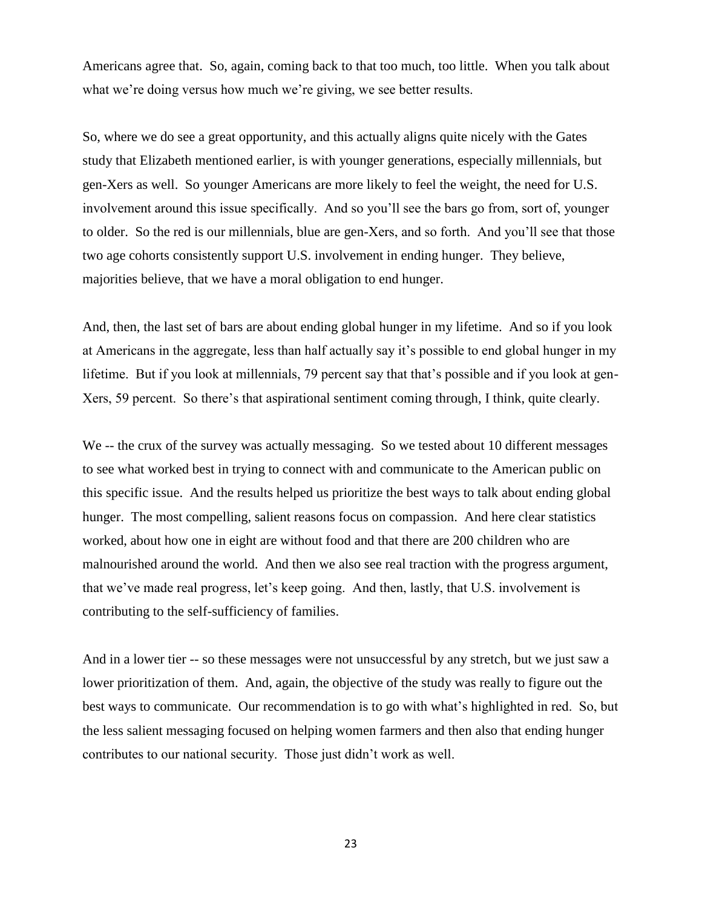Americans agree that. So, again, coming back to that too much, too little. When you talk about what we're doing versus how much we're giving, we see better results.

So, where we do see a great opportunity, and this actually aligns quite nicely with the Gates study that Elizabeth mentioned earlier, is with younger generations, especially millennials, but gen-Xers as well. So younger Americans are more likely to feel the weight, the need for U.S. involvement around this issue specifically. And so you'll see the bars go from, sort of, younger to older. So the red is our millennials, blue are gen-Xers, and so forth. And you'll see that those two age cohorts consistently support U.S. involvement in ending hunger. They believe, majorities believe, that we have a moral obligation to end hunger.

And, then, the last set of bars are about ending global hunger in my lifetime. And so if you look at Americans in the aggregate, less than half actually say it's possible to end global hunger in my lifetime. But if you look at millennials, 79 percent say that that's possible and if you look at gen-Xers, 59 percent. So there's that aspirational sentiment coming through, I think, quite clearly.

We -- the crux of the survey was actually messaging. So we tested about 10 different messages to see what worked best in trying to connect with and communicate to the American public on this specific issue. And the results helped us prioritize the best ways to talk about ending global hunger. The most compelling, salient reasons focus on compassion. And here clear statistics worked, about how one in eight are without food and that there are 200 children who are malnourished around the world. And then we also see real traction with the progress argument, that we've made real progress, let's keep going. And then, lastly, that U.S. involvement is contributing to the self-sufficiency of families.

And in a lower tier -- so these messages were not unsuccessful by any stretch, but we just saw a lower prioritization of them. And, again, the objective of the study was really to figure out the best ways to communicate. Our recommendation is to go with what's highlighted in red. So, but the less salient messaging focused on helping women farmers and then also that ending hunger contributes to our national security. Those just didn't work as well.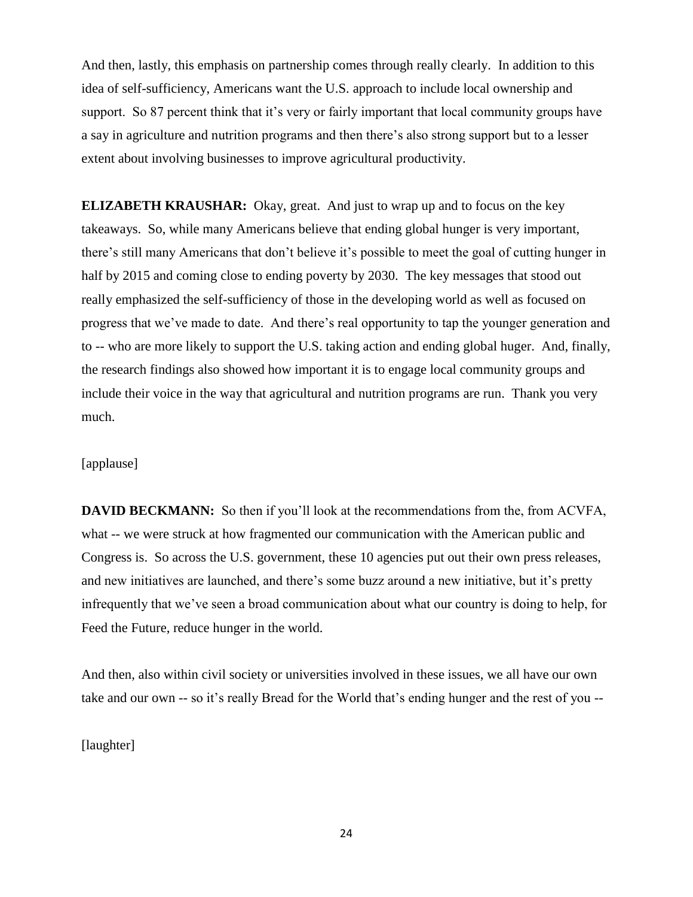And then, lastly, this emphasis on partnership comes through really clearly. In addition to this idea of self-sufficiency, Americans want the U.S. approach to include local ownership and support. So 87 percent think that it's very or fairly important that local community groups have a say in agriculture and nutrition programs and then there's also strong support but to a lesser extent about involving businesses to improve agricultural productivity.

**ELIZABETH KRAUSHAR:** Okay, great. And just to wrap up and to focus on the key takeaways. So, while many Americans believe that ending global hunger is very important, there's still many Americans that don't believe it's possible to meet the goal of cutting hunger in half by 2015 and coming close to ending poverty by 2030. The key messages that stood out really emphasized the self-sufficiency of those in the developing world as well as focused on progress that we've made to date. And there's real opportunity to tap the younger generation and to -- who are more likely to support the U.S. taking action and ending global huger. And, finally, the research findings also showed how important it is to engage local community groups and include their voice in the way that agricultural and nutrition programs are run. Thank you very much.

[applause]

**DAVID BECKMANN:** So then if you'll look at the recommendations from the, from ACVFA, what -- we were struck at how fragmented our communication with the American public and Congress is. So across the U.S. government, these 10 agencies put out their own press releases, and new initiatives are launched, and there's some buzz around a new initiative, but it's pretty infrequently that we've seen a broad communication about what our country is doing to help, for Feed the Future, reduce hunger in the world.

And then, also within civil society or universities involved in these issues, we all have our own take and our own -- so it's really Bread for the World that's ending hunger and the rest of you --

[laughter]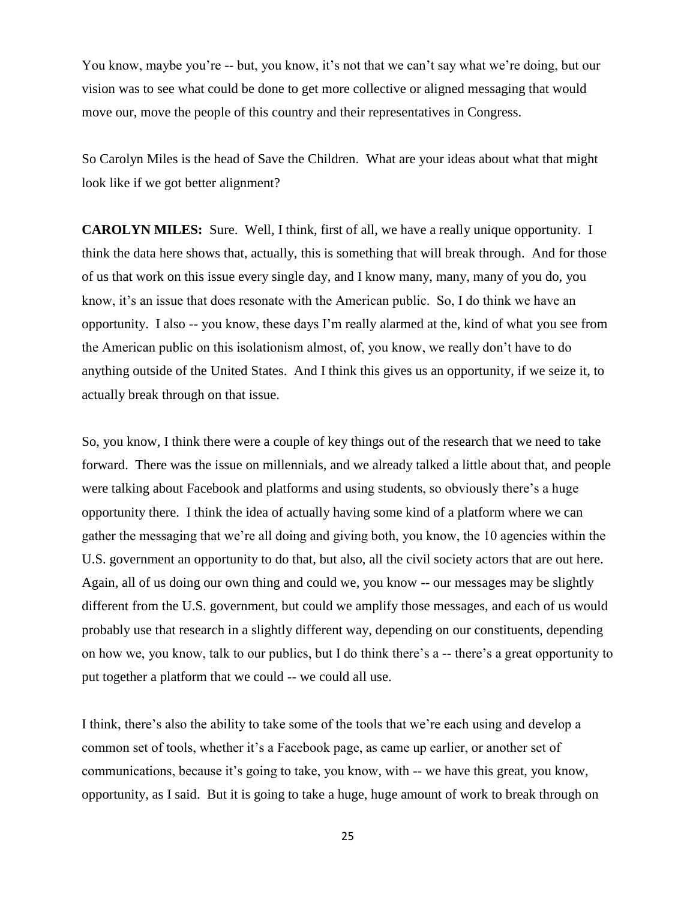You know, maybe you're -- but, you know, it's not that we can't say what we're doing, but our vision was to see what could be done to get more collective or aligned messaging that would move our, move the people of this country and their representatives in Congress.

So Carolyn Miles is the head of Save the Children. What are your ideas about what that might look like if we got better alignment?

**CAROLYN MILES:** Sure. Well, I think, first of all, we have a really unique opportunity. I think the data here shows that, actually, this is something that will break through. And for those of us that work on this issue every single day, and I know many, many, many of you do, you know, it's an issue that does resonate with the American public. So, I do think we have an opportunity. I also -- you know, these days I'm really alarmed at the, kind of what you see from the American public on this isolationism almost, of, you know, we really don't have to do anything outside of the United States. And I think this gives us an opportunity, if we seize it, to actually break through on that issue.

So, you know, I think there were a couple of key things out of the research that we need to take forward. There was the issue on millennials, and we already talked a little about that, and people were talking about Facebook and platforms and using students, so obviously there's a huge opportunity there. I think the idea of actually having some kind of a platform where we can gather the messaging that we're all doing and giving both, you know, the 10 agencies within the U.S. government an opportunity to do that, but also, all the civil society actors that are out here. Again, all of us doing our own thing and could we, you know -- our messages may be slightly different from the U.S. government, but could we amplify those messages, and each of us would probably use that research in a slightly different way, depending on our constituents, depending on how we, you know, talk to our publics, but I do think there's a -- there's a great opportunity to put together a platform that we could -- we could all use.

I think, there's also the ability to take some of the tools that we're each using and develop a common set of tools, whether it's a Facebook page, as came up earlier, or another set of communications, because it's going to take, you know, with -- we have this great, you know, opportunity, as I said. But it is going to take a huge, huge amount of work to break through on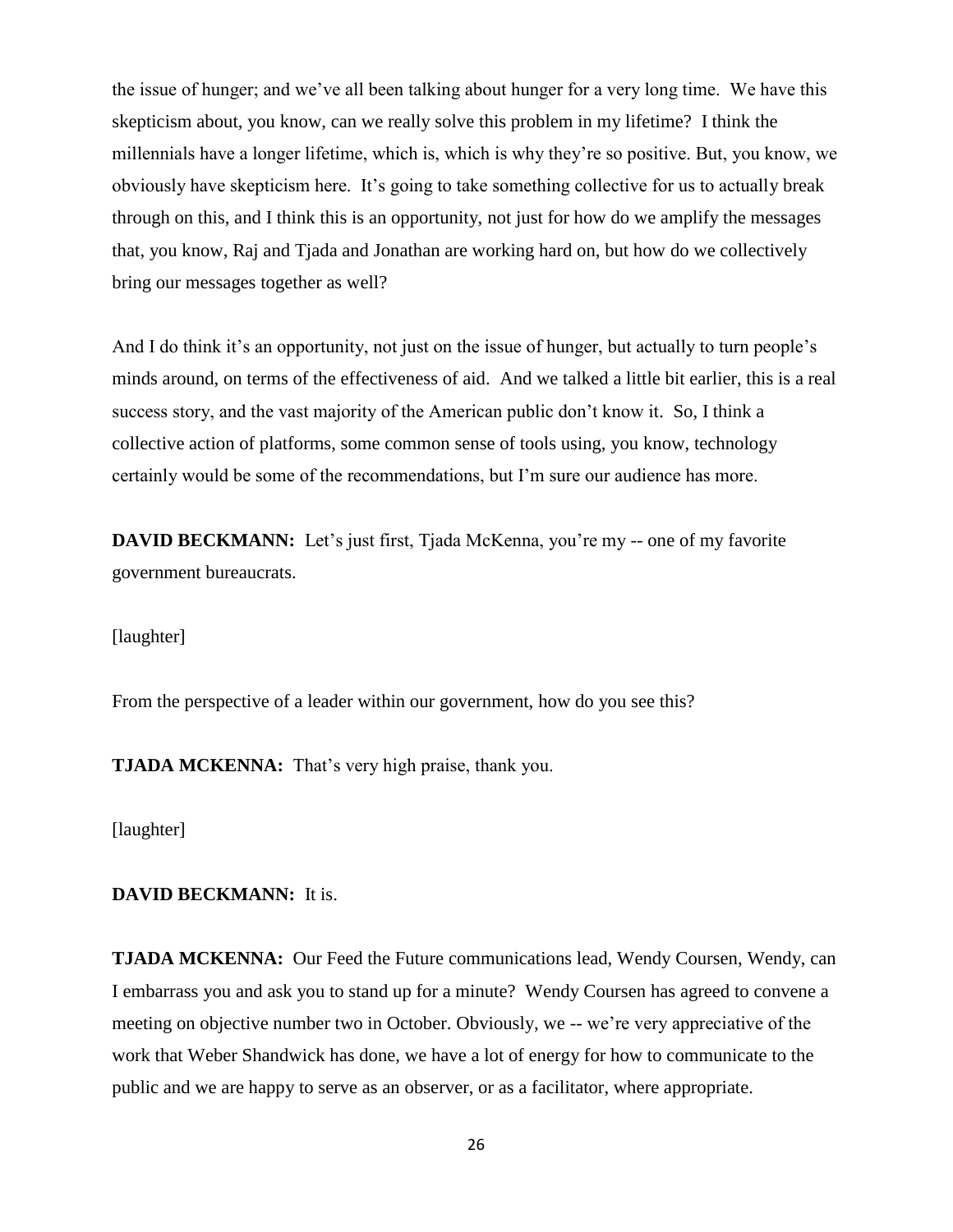the issue of hunger; and we've all been talking about hunger for a very long time. We have this skepticism about, you know, can we really solve this problem in my lifetime? I think the millennials have a longer lifetime, which is, which is why they're so positive. But, you know, we obviously have skepticism here. It's going to take something collective for us to actually break through on this, and I think this is an opportunity, not just for how do we amplify the messages that, you know, Raj and Tjada and Jonathan are working hard on, but how do we collectively bring our messages together as well?

And I do think it's an opportunity, not just on the issue of hunger, but actually to turn people's minds around, on terms of the effectiveness of aid. And we talked a little bit earlier, this is a real success story, and the vast majority of the American public don't know it. So, I think a collective action of platforms, some common sense of tools using, you know, technology certainly would be some of the recommendations, but I'm sure our audience has more.

**DAVID BECKMANN:** Let's just first, Tjada McKenna, you're my -- one of my favorite government bureaucrats.

[laughter]

From the perspective of a leader within our government, how do you see this?

**TJADA MCKENNA:** That's very high praise, thank you.

[laughter]

**DAVID BECKMANN:** It is.

**TJADA MCKENNA:** Our Feed the Future communications lead, Wendy Coursen, Wendy, can I embarrass you and ask you to stand up for a minute? Wendy Coursen has agreed to convene a meeting on objective number two in October. Obviously, we -- we're very appreciative of the work that Weber Shandwick has done, we have a lot of energy for how to communicate to the public and we are happy to serve as an observer, or as a facilitator, where appropriate.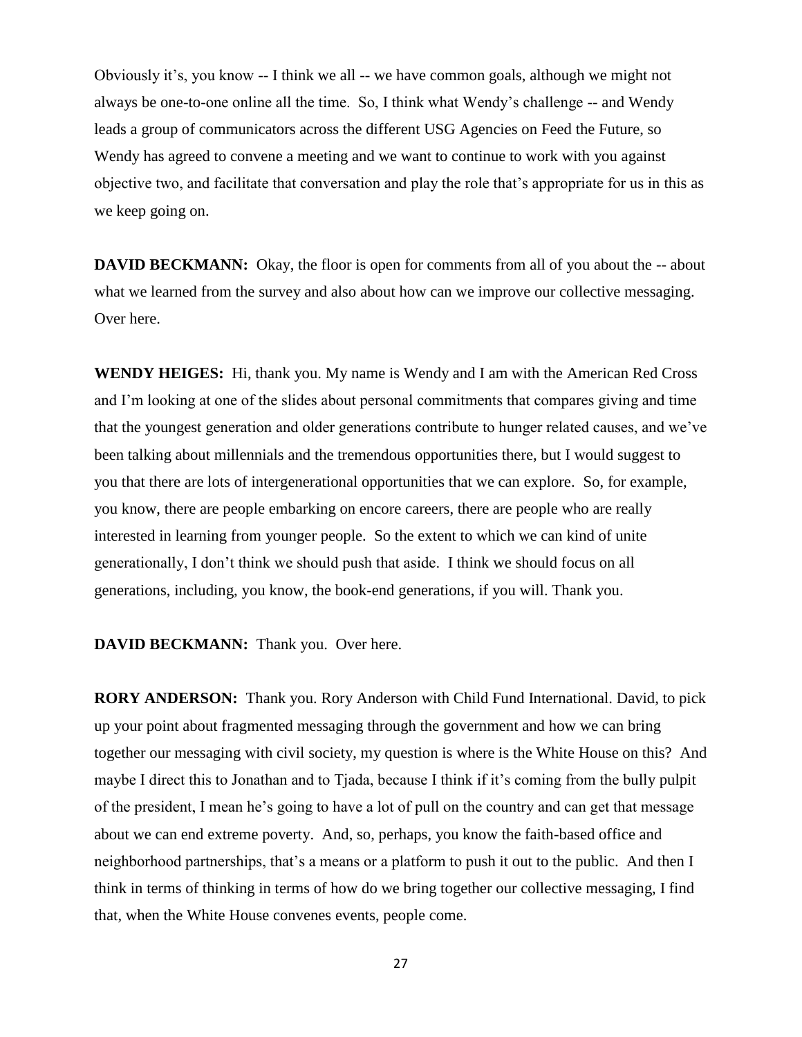Obviously it's, you know -- I think we all -- we have common goals, although we might not always be one-to-one online all the time. So, I think what Wendy's challenge -- and Wendy leads a group of communicators across the different USG Agencies on Feed the Future, so Wendy has agreed to convene a meeting and we want to continue to work with you against objective two, and facilitate that conversation and play the role that's appropriate for us in this as we keep going on.

**DAVID BECKMANN:** Okay, the floor is open for comments from all of you about the -- about what we learned from the survey and also about how can we improve our collective messaging. Over here.

**WENDY HEIGES:** Hi, thank you. My name is Wendy and I am with the American Red Cross and I'm looking at one of the slides about personal commitments that compares giving and time that the youngest generation and older generations contribute to hunger related causes, and we've been talking about millennials and the tremendous opportunities there, but I would suggest to you that there are lots of intergenerational opportunities that we can explore. So, for example, you know, there are people embarking on encore careers, there are people who are really interested in learning from younger people. So the extent to which we can kind of unite generationally, I don't think we should push that aside. I think we should focus on all generations, including, you know, the book-end generations, if you will. Thank you.

**DAVID BECKMANN:** Thank you. Over here.

**RORY ANDERSON:** Thank you. Rory Anderson with Child Fund International. David, to pick up your point about fragmented messaging through the government and how we can bring together our messaging with civil society, my question is where is the White House on this? And maybe I direct this to Jonathan and to Tjada, because I think if it's coming from the bully pulpit of the president, I mean he's going to have a lot of pull on the country and can get that message about we can end extreme poverty. And, so, perhaps, you know the faith-based office and neighborhood partnerships, that's a means or a platform to push it out to the public. And then I think in terms of thinking in terms of how do we bring together our collective messaging, I find that, when the White House convenes events, people come.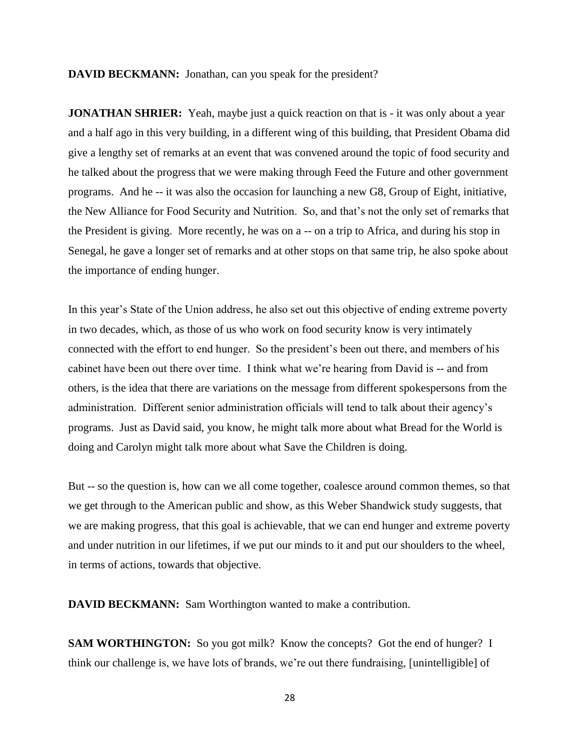**DAVID BECKMANN:** Jonathan, can you speak for the president?

**JONATHAN SHRIER:** Yeah, maybe just a quick reaction on that is - it was only about a year and a half ago in this very building, in a different wing of this building, that President Obama did give a lengthy set of remarks at an event that was convened around the topic of food security and he talked about the progress that we were making through Feed the Future and other government programs. And he -- it was also the occasion for launching a new G8, Group of Eight, initiative, the New Alliance for Food Security and Nutrition. So, and that's not the only set of remarks that the President is giving. More recently, he was on a -- on a trip to Africa, and during his stop in Senegal, he gave a longer set of remarks and at other stops on that same trip, he also spoke about the importance of ending hunger.

In this year's State of the Union address, he also set out this objective of ending extreme poverty in two decades, which, as those of us who work on food security know is very intimately connected with the effort to end hunger. So the president's been out there, and members of his cabinet have been out there over time. I think what we're hearing from David is -- and from others, is the idea that there are variations on the message from different spokespersons from the administration. Different senior administration officials will tend to talk about their agency's programs. Just as David said, you know, he might talk more about what Bread for the World is doing and Carolyn might talk more about what Save the Children is doing.

But -- so the question is, how can we all come together, coalesce around common themes, so that we get through to the American public and show, as this Weber Shandwick study suggests, that we are making progress, that this goal is achievable, that we can end hunger and extreme poverty and under nutrition in our lifetimes, if we put our minds to it and put our shoulders to the wheel, in terms of actions, towards that objective.

**DAVID BECKMANN:** Sam Worthington wanted to make a contribution.

**SAM WORTHINGTON:** So you got milk? Know the concepts? Got the end of hunger? I think our challenge is, we have lots of brands, we're out there fundraising, [unintelligible] of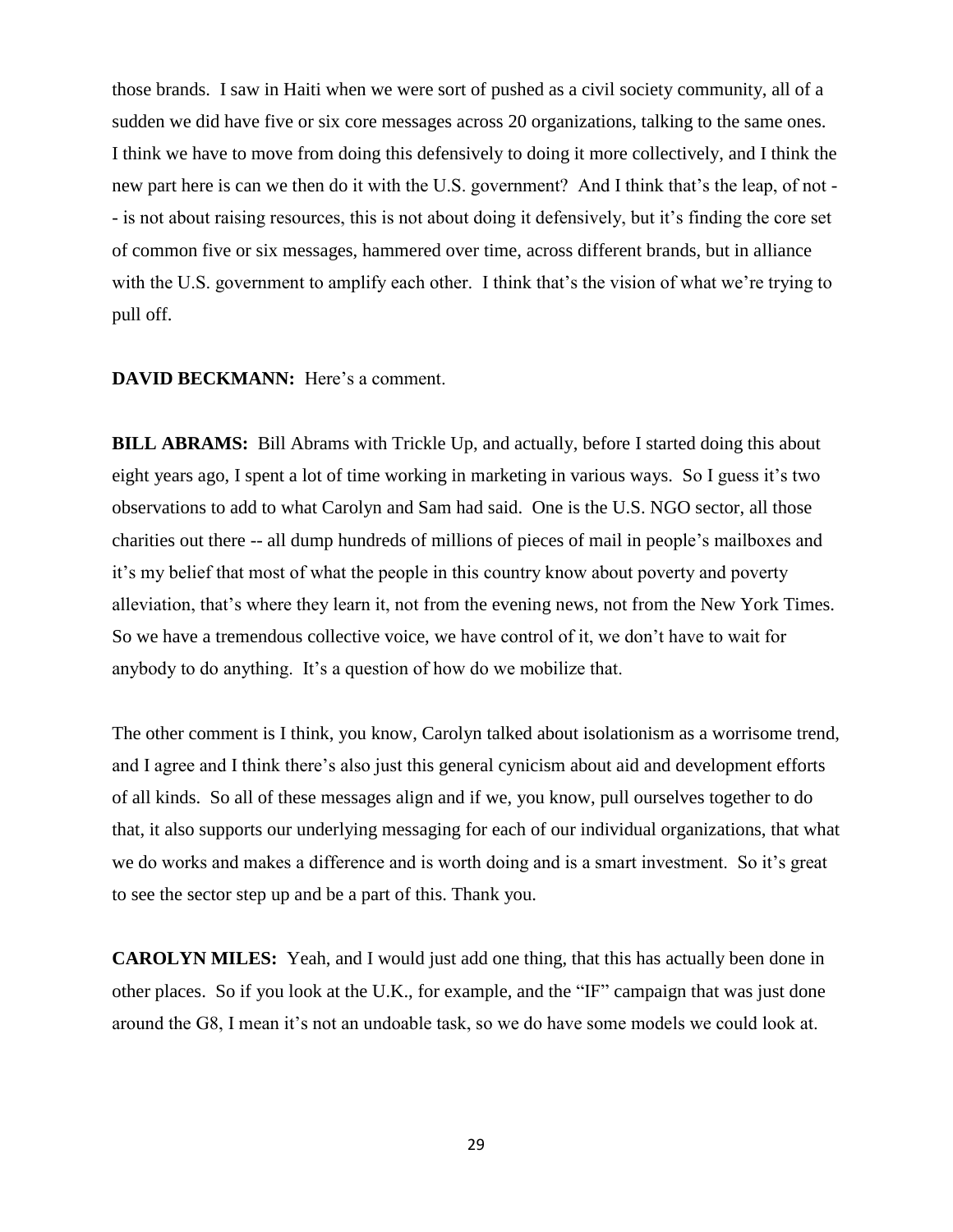those brands. I saw in Haiti when we were sort of pushed as a civil society community, all of a sudden we did have five or six core messages across 20 organizations, talking to the same ones. I think we have to move from doing this defensively to doing it more collectively, and I think the new part here is can we then do it with the U.S. government? And I think that's the leap, of not -- is not about raising resources, this is not about doing it defensively, but it's finding the core set of common five or six messages, hammered over time, across different brands, but in alliance with the U.S. government to amplify each other. I think that's the vision of what we're trying to pull off.

**DAVID BECKMANN:** Here's a comment.

**BILL ABRAMS:** Bill Abrams with Trickle Up, and actually, before I started doing this about eight years ago, I spent a lot of time working in marketing in various ways. So I guess it's two observations to add to what Carolyn and Sam had said. One is the U.S. NGO sector, all those charities out there -- all dump hundreds of millions of pieces of mail in people's mailboxes and it's my belief that most of what the people in this country know about poverty and poverty alleviation, that's where they learn it, not from the evening news, not from the New York Times. So we have a tremendous collective voice, we have control of it, we don't have to wait for anybody to do anything. It's a question of how do we mobilize that.

The other comment is I think, you know, Carolyn talked about isolationism as a worrisome trend, and I agree and I think there's also just this general cynicism about aid and development efforts of all kinds. So all of these messages align and if we, you know, pull ourselves together to do that, it also supports our underlying messaging for each of our individual organizations, that what we do works and makes a difference and is worth doing and is a smart investment. So it's great to see the sector step up and be a part of this. Thank you.

**CAROLYN MILES:** Yeah, and I would just add one thing, that this has actually been done in other places. So if you look at the U.K., for example, and the "IF" campaign that was just done around the G8, I mean it's not an undoable task, so we do have some models we could look at.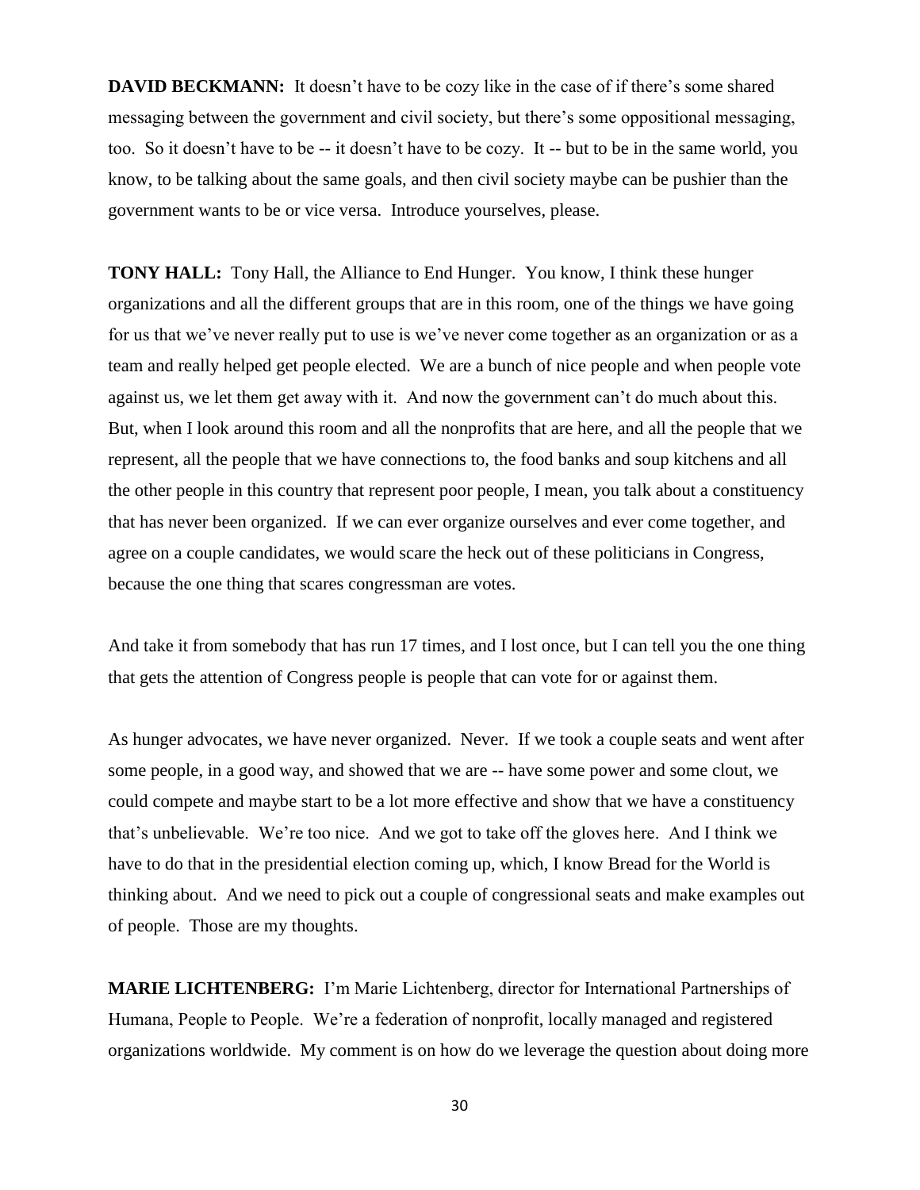**DAVID BECKMANN:** It doesn't have to be cozy like in the case of if there's some shared messaging between the government and civil society, but there's some oppositional messaging, too. So it doesn't have to be -- it doesn't have to be cozy. It -- but to be in the same world, you know, to be talking about the same goals, and then civil society maybe can be pushier than the government wants to be or vice versa. Introduce yourselves, please.

**TONY HALL:** Tony Hall, the Alliance to End Hunger. You know, I think these hunger organizations and all the different groups that are in this room, one of the things we have going for us that we've never really put to use is we've never come together as an organization or as a team and really helped get people elected. We are a bunch of nice people and when people vote against us, we let them get away with it. And now the government can't do much about this. But, when I look around this room and all the nonprofits that are here, and all the people that we represent, all the people that we have connections to, the food banks and soup kitchens and all the other people in this country that represent poor people, I mean, you talk about a constituency that has never been organized. If we can ever organize ourselves and ever come together, and agree on a couple candidates, we would scare the heck out of these politicians in Congress, because the one thing that scares congressman are votes.

And take it from somebody that has run 17 times, and I lost once, but I can tell you the one thing that gets the attention of Congress people is people that can vote for or against them.

As hunger advocates, we have never organized. Never. If we took a couple seats and went after some people, in a good way, and showed that we are -- have some power and some clout, we could compete and maybe start to be a lot more effective and show that we have a constituency that's unbelievable. We're too nice. And we got to take off the gloves here. And I think we have to do that in the presidential election coming up, which, I know Bread for the World is thinking about. And we need to pick out a couple of congressional seats and make examples out of people. Those are my thoughts.

**MARIE LICHTENBERG:** I'm Marie Lichtenberg, director for International Partnerships of Humana, People to People. We're a federation of nonprofit, locally managed and registered organizations worldwide. My comment is on how do we leverage the question about doing more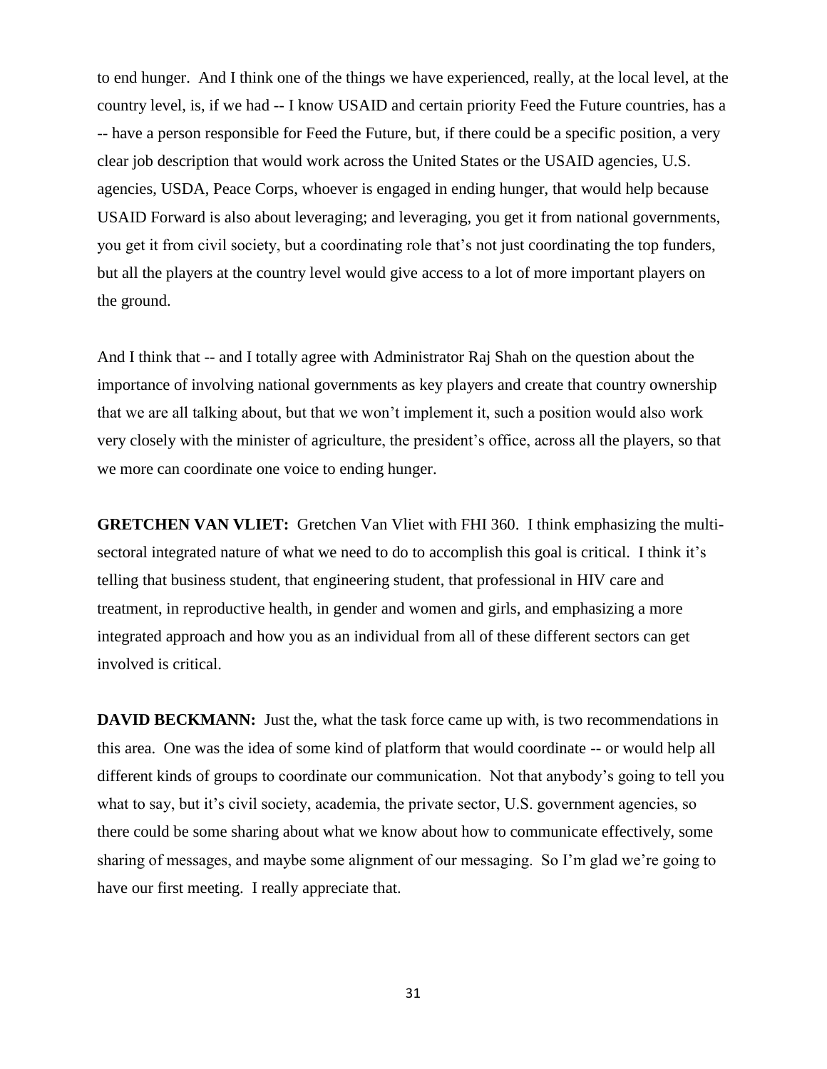to end hunger. And I think one of the things we have experienced, really, at the local level, at the country level, is, if we had -- I know USAID and certain priority Feed the Future countries, has a -- have a person responsible for Feed the Future, but, if there could be a specific position, a very clear job description that would work across the United States or the USAID agencies, U.S. agencies, USDA, Peace Corps, whoever is engaged in ending hunger, that would help because USAID Forward is also about leveraging; and leveraging, you get it from national governments, you get it from civil society, but a coordinating role that's not just coordinating the top funders, but all the players at the country level would give access to a lot of more important players on the ground.

And I think that -- and I totally agree with Administrator Raj Shah on the question about the importance of involving national governments as key players and create that country ownership that we are all talking about, but that we won't implement it, such a position would also work very closely with the minister of agriculture, the president's office, across all the players, so that we more can coordinate one voice to ending hunger.

**GRETCHEN VAN VLIET:** Gretchen Van Vliet with FHI 360. I think emphasizing the multi-sectoral integrated nature of what we need to do to accomplish this goal is critical. I think it's telling that business student, that engineering student, that professional in HIV care and treatment, in reproductive health, in gender and women and girls, and emphasizing a more integrated approach and how you as an individual from all of these different sectors can get involved is critical.

**DAVID BECKMANN:** Just the, what the task force came up with, is two recommendations in this area. One was the idea of some kind of platform that would coordinate -- or would help all different kinds of groups to coordinate our communication. Not that anybody's going to tell you what to say, but it's civil society, academia, the private sector, U.S. government agencies, so there could be some sharing about what we know about how to communicate effectively, some sharing of messages, and maybe some alignment of our messaging. So I'm glad we're going to have our first meeting. I really appreciate that.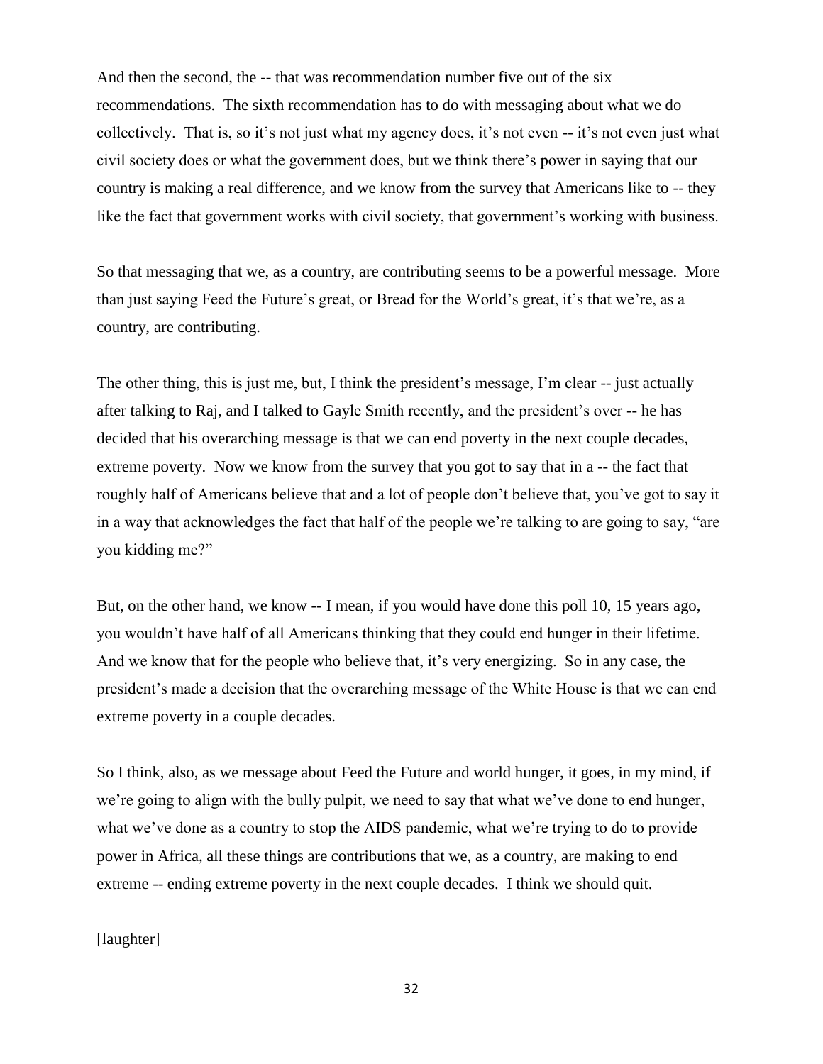And then the second, the -- that was recommendation number five out of the six recommendations. The sixth recommendation has to do with messaging about what we do collectively. That is, so it's not just what my agency does, it's not even -- it's not even just what civil society does or what the government does, but we think there's power in saying that our country is making a real difference, and we know from the survey that Americans like to -- they like the fact that government works with civil society, that government's working with business.

So that messaging that we, as a country, are contributing seems to be a powerful message. More than just saying Feed the Future's great, or Bread for the World's great, it's that we're, as a country, are contributing.

The other thing, this is just me, but, I think the president's message, I'm clear -- just actually after talking to Raj, and I talked to Gayle Smith recently, and the president's over -- he has decided that his overarching message is that we can end poverty in the next couple decades, extreme poverty. Now we know from the survey that you got to say that in a -- the fact that roughly half of Americans believe that and a lot of people don't believe that, you've got to say it in a way that acknowledges the fact that half of the people we're talking to are going to say, "are you kidding me?"

But, on the other hand, we know -- I mean, if you would have done this poll 10, 15 years ago, you wouldn't have half of all Americans thinking that they could end hunger in their lifetime. And we know that for the people who believe that, it's very energizing. So in any case, the president's made a decision that the overarching message of the White House is that we can end extreme poverty in a couple decades.

So I think, also, as we message about Feed the Future and world hunger, it goes, in my mind, if we're going to align with the bully pulpit, we need to say that what we've done to end hunger, what we've done as a country to stop the AIDS pandemic, what we're trying to do to provide power in Africa, all these things are contributions that we, as a country, are making to end extreme -- ending extreme poverty in the next couple decades. I think we should quit.

[laughter]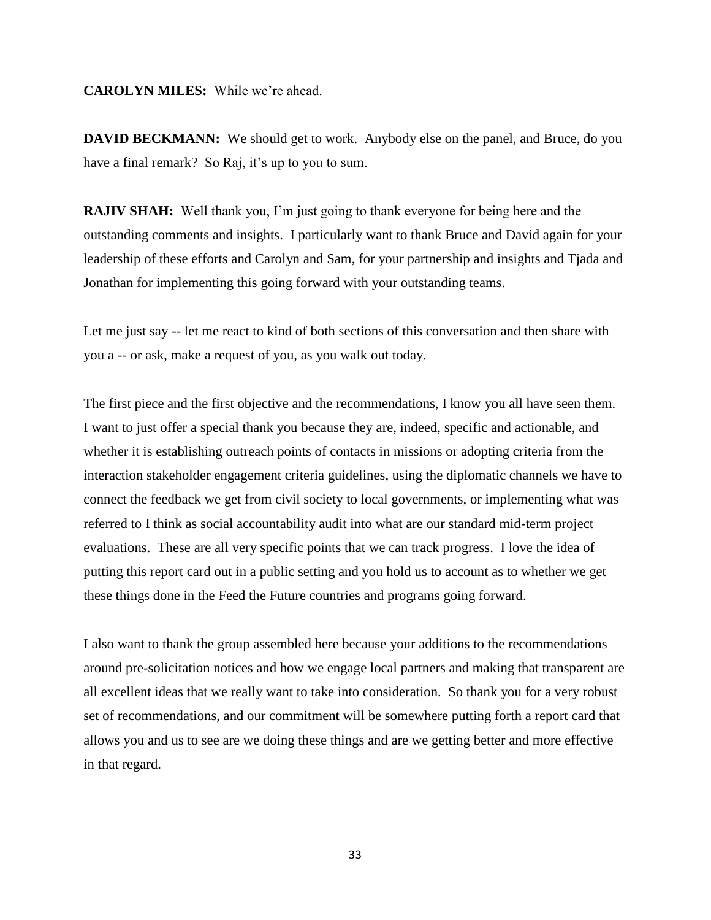**CAROLYN MILES:** While we're ahead.

**DAVID BECKMANN:** We should get to work. Anybody else on the panel, and Bruce, do you have a final remark? So Raj, it's up to you to sum.

**RAJIV SHAH:** Well thank you, I'm just going to thank everyone for being here and the outstanding comments and insights. I particularly want to thank Bruce and David again for your leadership of these efforts and Carolyn and Sam, for your partnership and insights and Tjada and Jonathan for implementing this going forward with your outstanding teams.

Let me just say -- let me react to kind of both sections of this conversation and then share with you a -- or ask, make a request of you, as you walk out today.

The first piece and the first objective and the recommendations, I know you all have seen them. I want to just offer a special thank you because they are, indeed, specific and actionable, and whether it is establishing outreach points of contacts in missions or adopting criteria from the interaction stakeholder engagement criteria guidelines, using the diplomatic channels we have to connect the feedback we get from civil society to local governments, or implementing what was referred to I think as social accountability audit into what are our standard mid-term project evaluations. These are all very specific points that we can track progress. I love the idea of putting this report card out in a public setting and you hold us to account as to whether we get these things done in the Feed the Future countries and programs going forward.

I also want to thank the group assembled here because your additions to the recommendations around pre-solicitation notices and how we engage local partners and making that transparent are all excellent ideas that we really want to take into consideration. So thank you for a very robust set of recommendations, and our commitment will be somewhere putting forth a report card that allows you and us to see are we doing these things and are we getting better and more effective in that regard.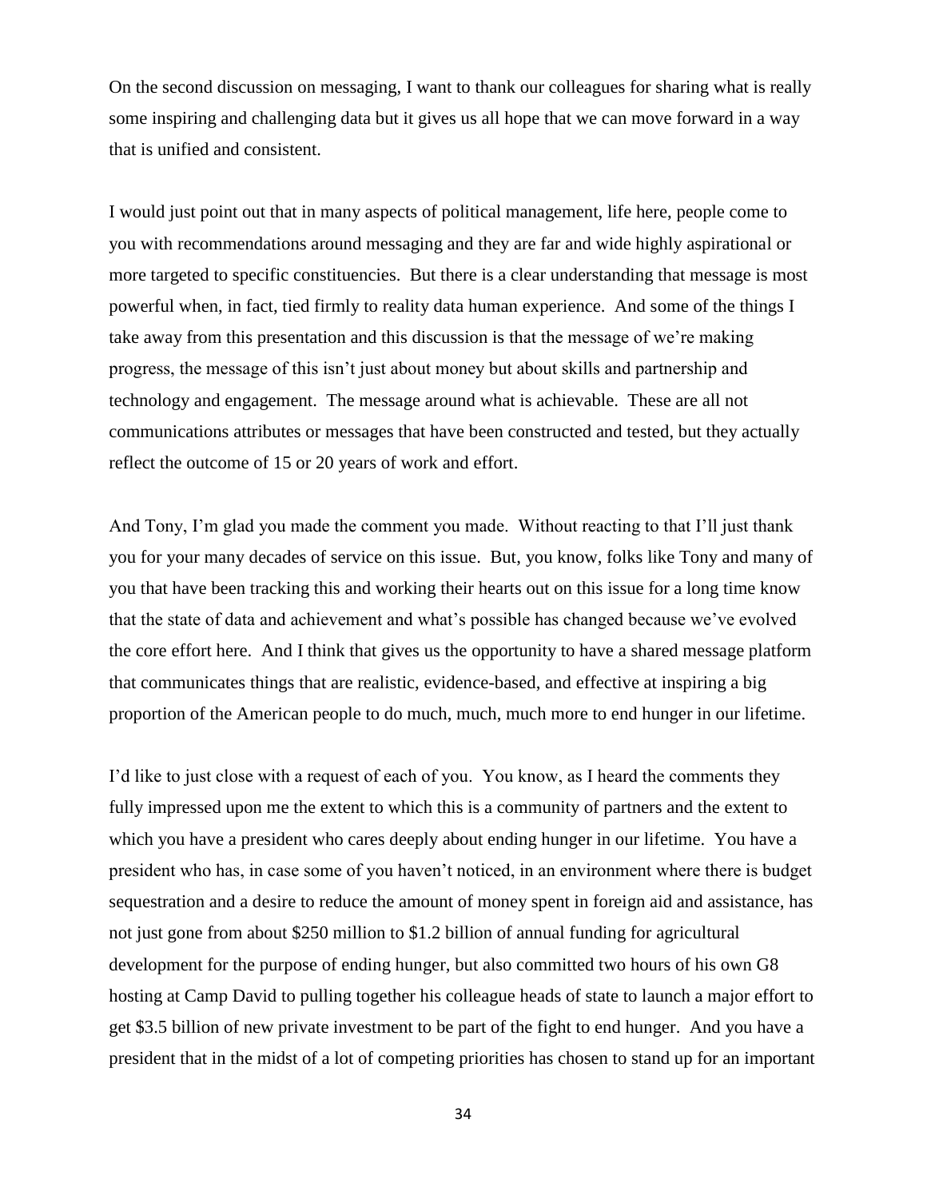On the second discussion on messaging, I want to thank our colleagues for sharing what is really some inspiring and challenging data but it gives us all hope that we can move forward in a way that is unified and consistent.

I would just point out that in many aspects of political management, life here, people come to you with recommendations around messaging and they are far and wide highly aspirational or more targeted to specific constituencies. But there is a clear understanding that message is most powerful when, in fact, tied firmly to reality data human experience. And some of the things I take away from this presentation and this discussion is that the message of we're making progress, the message of this isn't just about money but about skills and partnership and technology and engagement. The message around what is achievable. These are all not communications attributes or messages that have been constructed and tested, but they actually reflect the outcome of 15 or 20 years of work and effort.

And Tony, I'm glad you made the comment you made. Without reacting to that I'll just thank you for your many decades of service on this issue. But, you know, folks like Tony and many of you that have been tracking this and working their hearts out on this issue for a long time know that the state of data and achievement and what's possible has changed because we've evolved the core effort here. And I think that gives us the opportunity to have a shared message platform that communicates things that are realistic, evidence-based, and effective at inspiring a big proportion of the American people to do much, much, much more to end hunger in our lifetime.

I'd like to just close with a request of each of you. You know, as I heard the comments they fully impressed upon me the extent to which this is a community of partners and the extent to which you have a president who cares deeply about ending hunger in our lifetime. You have a president who has, in case some of you haven't noticed, in an environment where there is budget sequestration and a desire to reduce the amount of money spent in foreign aid and assistance, has not just gone from about $250 million to $1.2 billion of annual funding for agricultural development for the purpose of ending hunger, but also committed two hours of his own G8 hosting at Camp David to pulling together his colleague heads of state to launch a major effort to get $3.5 billion of new private investment to be part of the fight to end hunger. And you have a president that in the midst of a lot of competing priorities has chosen to stand up for an important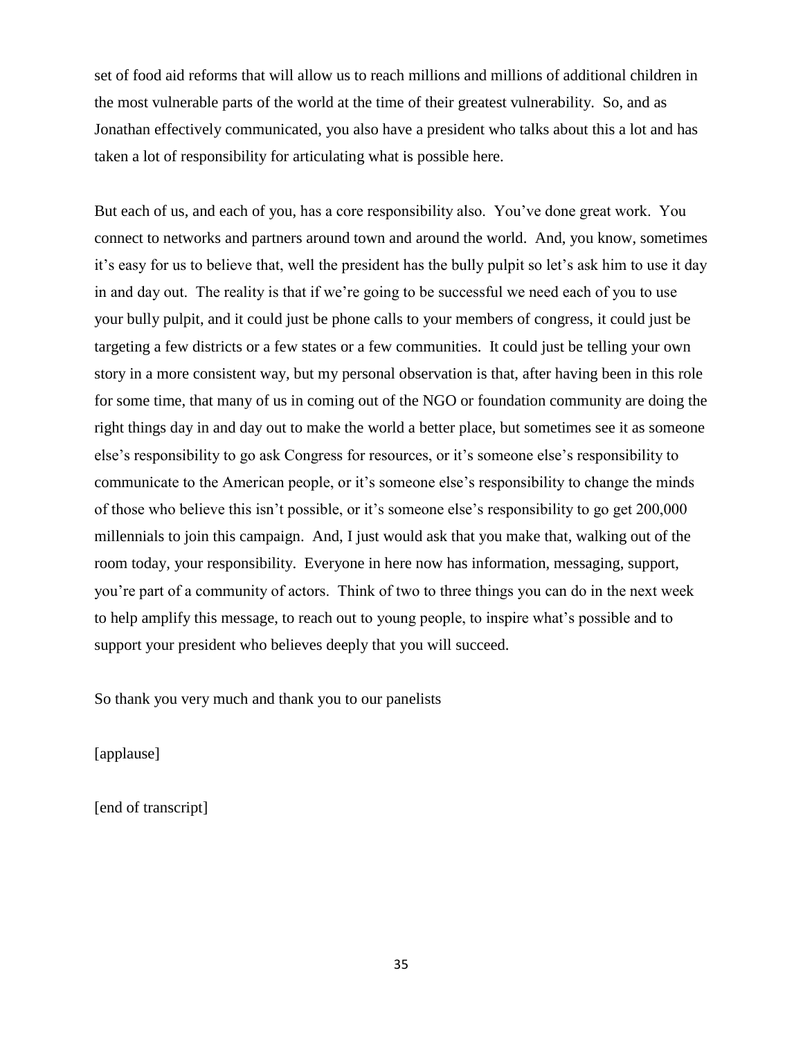set of food aid reforms that will allow us to reach millions and millions of additional children in the most vulnerable parts of the world at the time of their greatest vulnerability. So, and as Jonathan effectively communicated, you also have a president who talks about this a lot and has taken a lot of responsibility for articulating what is possible here.

But each of us, and each of you, has a core responsibility also. You've done great work. You connect to networks and partners around town and around the world. And, you know, sometimes it's easy for us to believe that, well the president has the bully pulpit so let's ask him to use it day in and day out. The reality is that if we're going to be successful we need each of you to use your bully pulpit, and it could just be phone calls to your members of congress, it could just be targeting a few districts or a few states or a few communities. It could just be telling your own story in a more consistent way, but my personal observation is that, after having been in this role for some time, that many of us in coming out of the NGO or foundation community are doing the right things day in and day out to make the world a better place, but sometimes see it as someone else's responsibility to go ask Congress for resources, or it's someone else's responsibility to communicate to the American people, or it's someone else's responsibility to change the minds of those who believe this isn't possible, or it's someone else's responsibility to go get 200,000 millennials to join this campaign. And, I just would ask that you make that, walking out of the room today, your responsibility. Everyone in here now has information, messaging, support, you're part of a community of actors. Think of two to three things you can do in the next week to help amplify this message, to reach out to young people, to inspire what's possible and to support your president who believes deeply that you will succeed.

So thank you very much and thank you to our panelists

[applause]

[end of transcript]